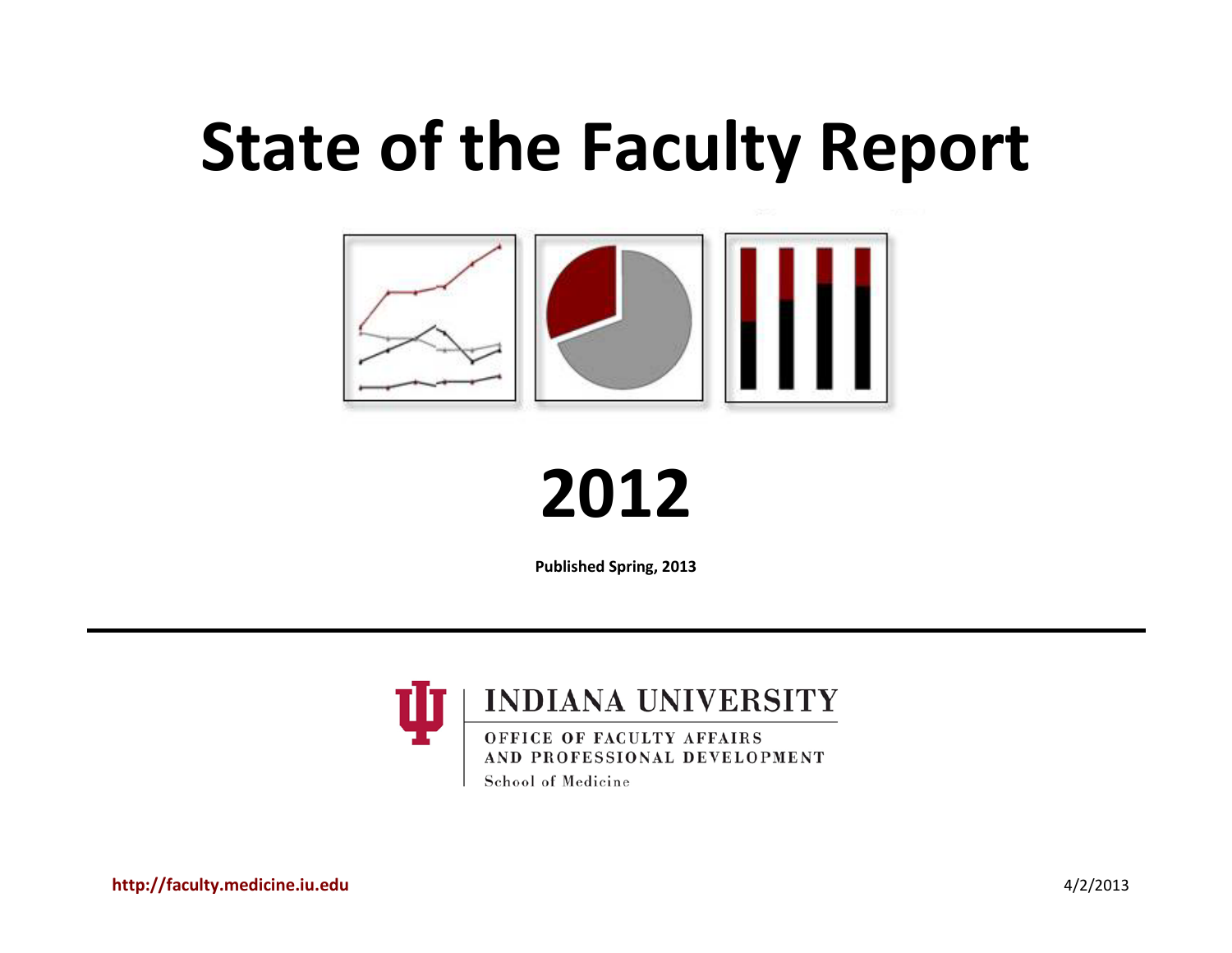# State of the Faculty Report

# 2012

**Published Spring, 2013**

---

INDIANA UNIVERSITY

OFFICE OF FACULTY AFFAIRS AND PROFESSIONAL DEVELOPMENT

School of Medicine

**http://faculty.medicine.iu.edu**

4/2/2013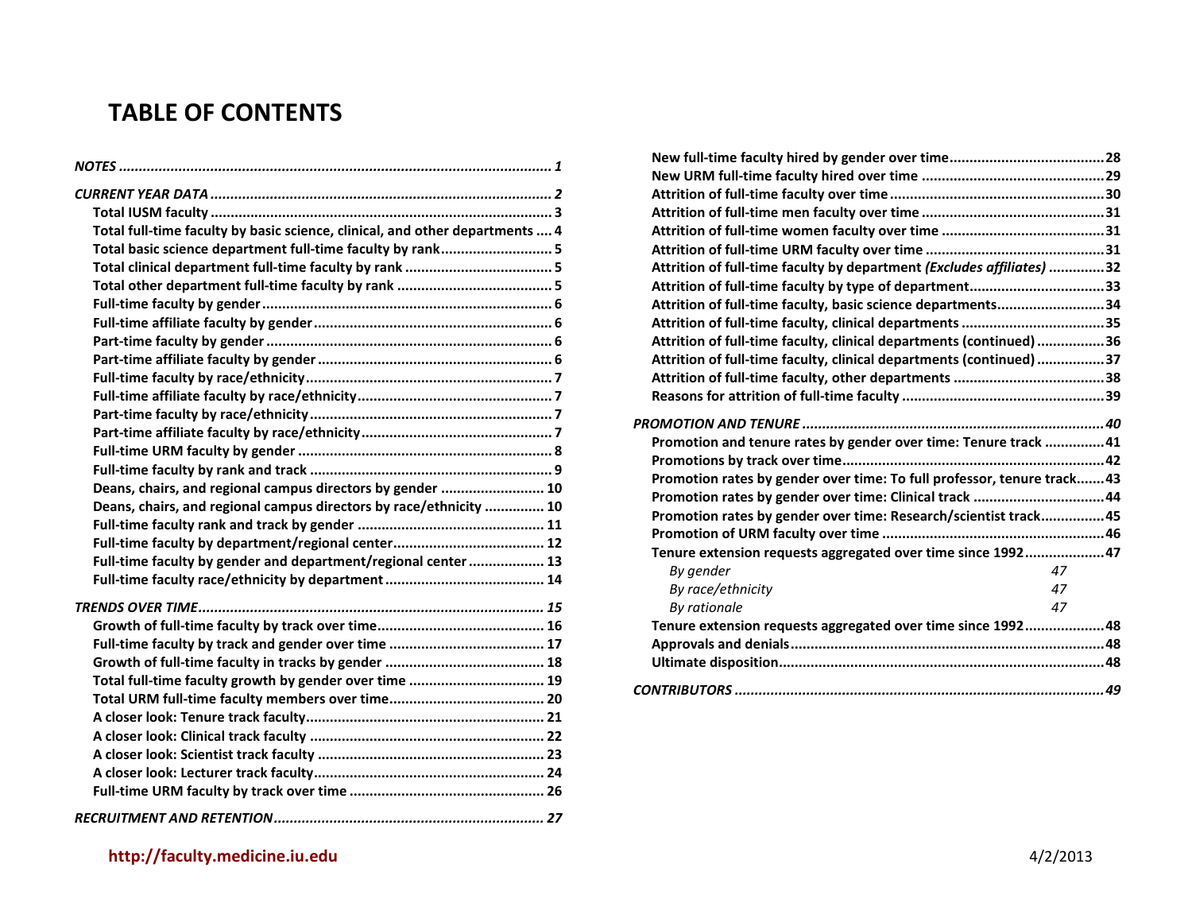# TABLE OF CONTENTS

*NOTES* ............................................................................................................ *1*

*CURRENT YEAR DATA* ...................................................................................... *2*

- **Total IUSM faculty** ..................................................................................... **3**
- **Total full-time faculty by basic science, clinical, and other departments** .... **4**
- **Total basic science department full-time faculty by rank** ............................ **5**
- **Total clinical department full-time faculty by rank** ..................................... **5**
- **Total other department full-time faculty by rank** ....................................... **5**
- **Full-time faculty by gender** ......................................................................... **6**
- **Full-time affiliate faculty by gender** ............................................................ **6**
- **Part-time faculty by gender** ........................................................................ **6**
- **Part-time affiliate faculty by gender** ........................................................... **6**
- **Full-time faculty by race/ethnicity** .............................................................. **7**
- **Full-time affiliate faculty by race/ethnicity** ................................................. **7**
- **Part-time faculty by race/ethnicity** ............................................................. **7**
- **Part-time affiliate faculty by race/ethnicity** ................................................ **7**
- **Full-time URM faculty by gender** ................................................................ **8**
- **Full-time faculty by rank and track** ............................................................. **9**
- **Deans, chairs, and regional campus directors by gender** .......................... **10**
- **Deans, chairs, and regional campus directors by race/ethnicity** ............... **10**
- **Full-time faculty rank and track by gender** ............................................... **11**
- **Full-time faculty by department/regional center** ...................................... **12**
- **Full-time faculty by gender and department/regional center** ................... **13**
- **Full-time faculty race/ethnicity by department** ........................................ **14**

*TRENDS OVER TIME* ....................................................................................... *15*

- **Growth of full-time faculty by track over time** .......................................... **16**
- **Full-time faculty by track and gender over time** ....................................... **17**
- **Growth of full-time faculty in tracks by gender** ......................................... **18**
- **Total full-time faculty growth by gender over time** .................................. **19**
- **Total URM full-time faculty members over time** ....................................... **20**
- **A closer look: Tenure track faculty** ............................................................ **21**
- **A closer look: Clinical track faculty** ........................................................... **22**
- **A closer look: Scientist track faculty** ......................................................... **23**
- **A closer look: Lecturer track faculty** .......................................................... **24**
- **Full-time URM faculty by track over time** ................................................. **26**

*RECRUITMENT AND RETENTION* .................................................................... *27*

- **New full-time faculty hired by gender over time** ....................................... **28**
- **New URM full-time faculty hired over time** .............................................. **29**
- **Attrition of full-time faculty over time** ...................................................... **30**
- **Attrition of full-time men faculty over time** .............................................. **31**
- **Attrition of full-time women faculty over time** ......................................... **31**
- **Attrition of full-time URM faculty over time** ............................................. **31**
- **Attrition of full-time faculty by department *(Excludes affiliates)*** .............. **32**
- **Attrition of full-time faculty by type of department** ................................. **33**
- **Attrition of full-time faculty, basic science departments** .......................... **34**
- **Attrition of full-time faculty, clinical departments** .................................... **35**
- **Attrition of full-time faculty, clinical departments (continued)** ................. **36**
- **Attrition of full-time faculty, clinical departments (continued)** ................. **37**
- **Attrition of full-time faculty, other departments** ...................................... **38**
- **Reasons for attrition of full-time faculty** ................................................... **39**

*PROMOTION AND TENURE* ............................................................................ *40*

- **Promotion and tenure rates by gender over time: Tenure track** ............... **41**
- **Promotions by track over time** .................................................................. **42**
- **Promotion rates by gender over time: To full professor, tenure track** ....... **43**
- **Promotion rates by gender over time: Clinical track** ................................. **44**
- **Promotion rates by gender over time: Research/scientist track** ................ **45**
- **Promotion of URM faculty over time** ........................................................ **46**
- **Tenure extension requests aggregated over time since 1992** .................... **47**
  - *By gender* 47
  - *By race/ethnicity* 47
  - *By rationale* 47
- **Tenure extension requests aggregated over time since 1992** .................... **48**
- **Approvals and denials** ............................................................................... **48**
- **Ultimate disposition** ................................................................................. **48**

*CONTRIBUTORS* ............................................................................................. *49*

**http://faculty.medicine.iu.edu** 4/2/2013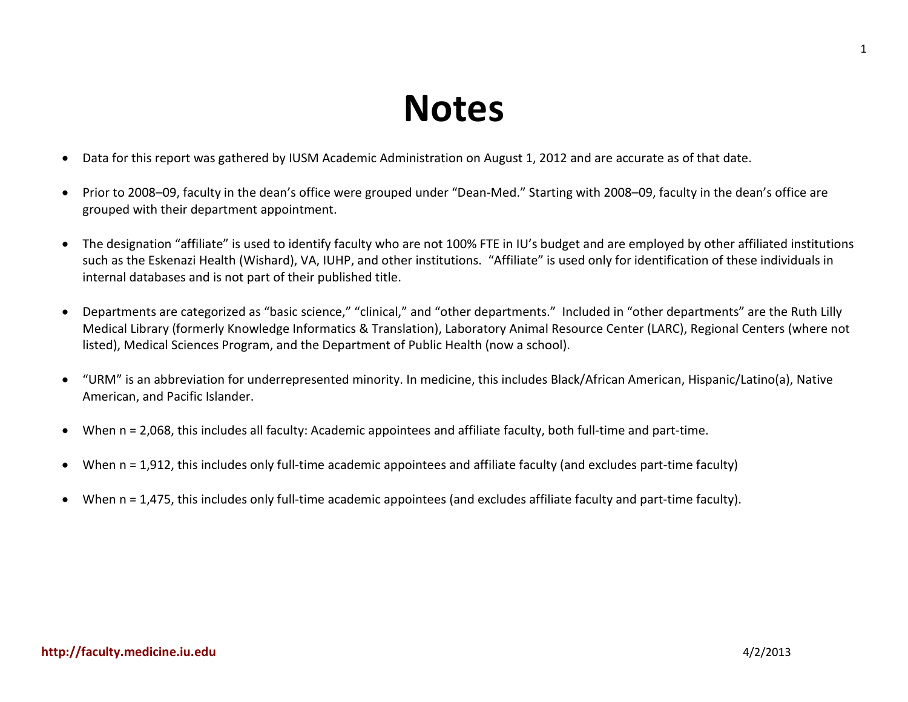# Notes

- Data for this report was gathered by IUSM Academic Administration on August 1, 2012 and are accurate as of that date.
- Prior to 2008–09, faculty in the dean's office were grouped under "Dean-Med." Starting with 2008–09, faculty in the dean's office are grouped with their department appointment.
- The designation "affiliate" is used to identify faculty who are not 100% FTE in IU's budget and are employed by other affiliated institutions such as the Eskenazi Health (Wishard), VA, IUHP, and other institutions. "Affiliate" is used only for identification of these individuals in internal databases and is not part of their published title.
- Departments are categorized as "basic science," "clinical," and "other departments." Included in "other departments" are the Ruth Lilly Medical Library (formerly Knowledge Informatics & Translation), Laboratory Animal Resource Center (LARC), Regional Centers (where not listed), Medical Sciences Program, and the Department of Public Health (now a school).
- "URM" is an abbreviation for underrepresented minority. In medicine, this includes Black/African American, Hispanic/Latino(a), Native American, and Pacific Islander.
- When n = 2,068, this includes all faculty: Academic appointees and affiliate faculty, both full-time and part-time.
- When n = 1,912, this includes only full-time academic appointees and affiliate faculty (and excludes part-time faculty)
- When n = 1,475, this includes only full-time academic appointees (and excludes affiliate faculty and part-time faculty).

**http://faculty.medicine.iu.edu** 4/2/2013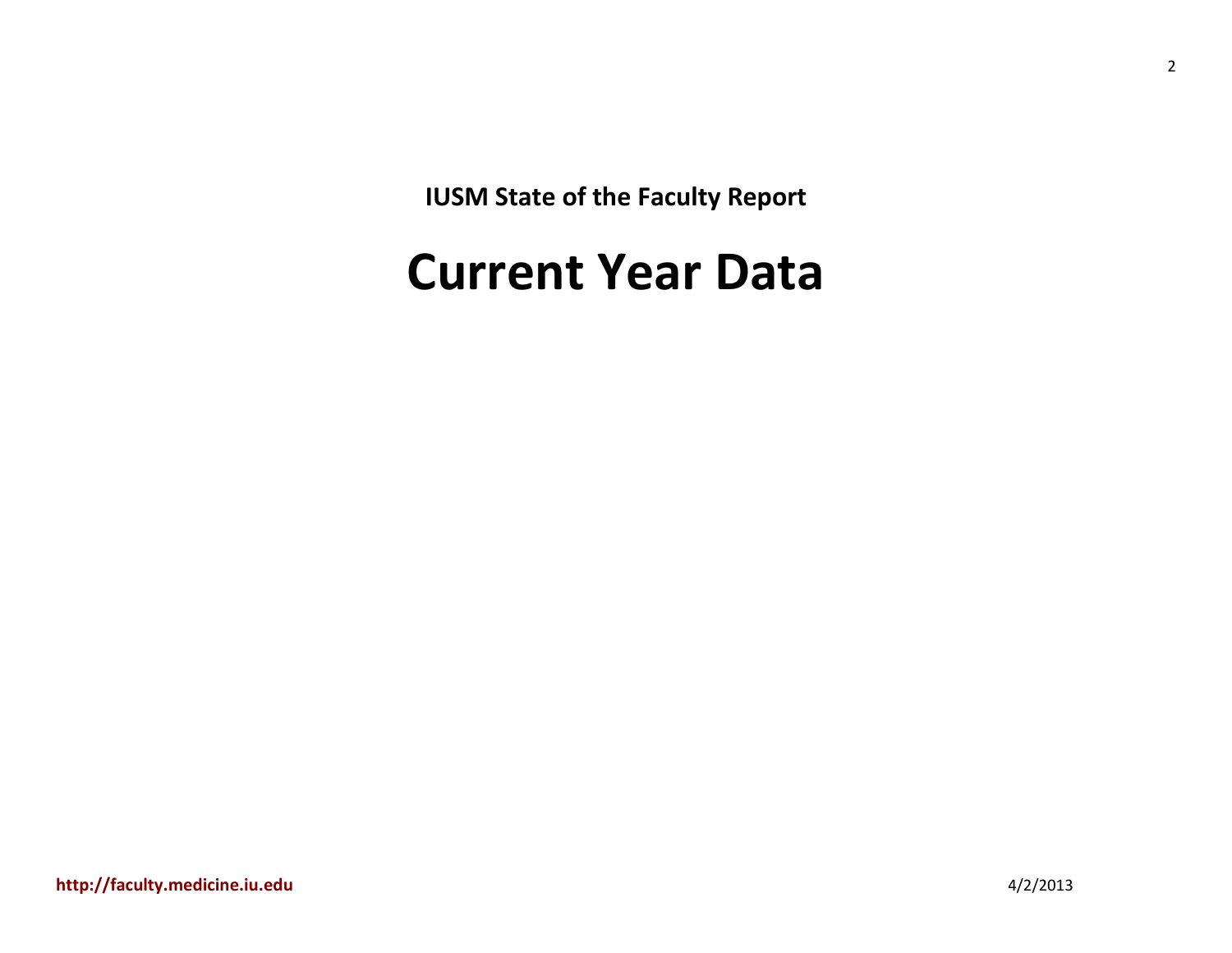**IUSM State of the Faculty Report**

# Current Year Data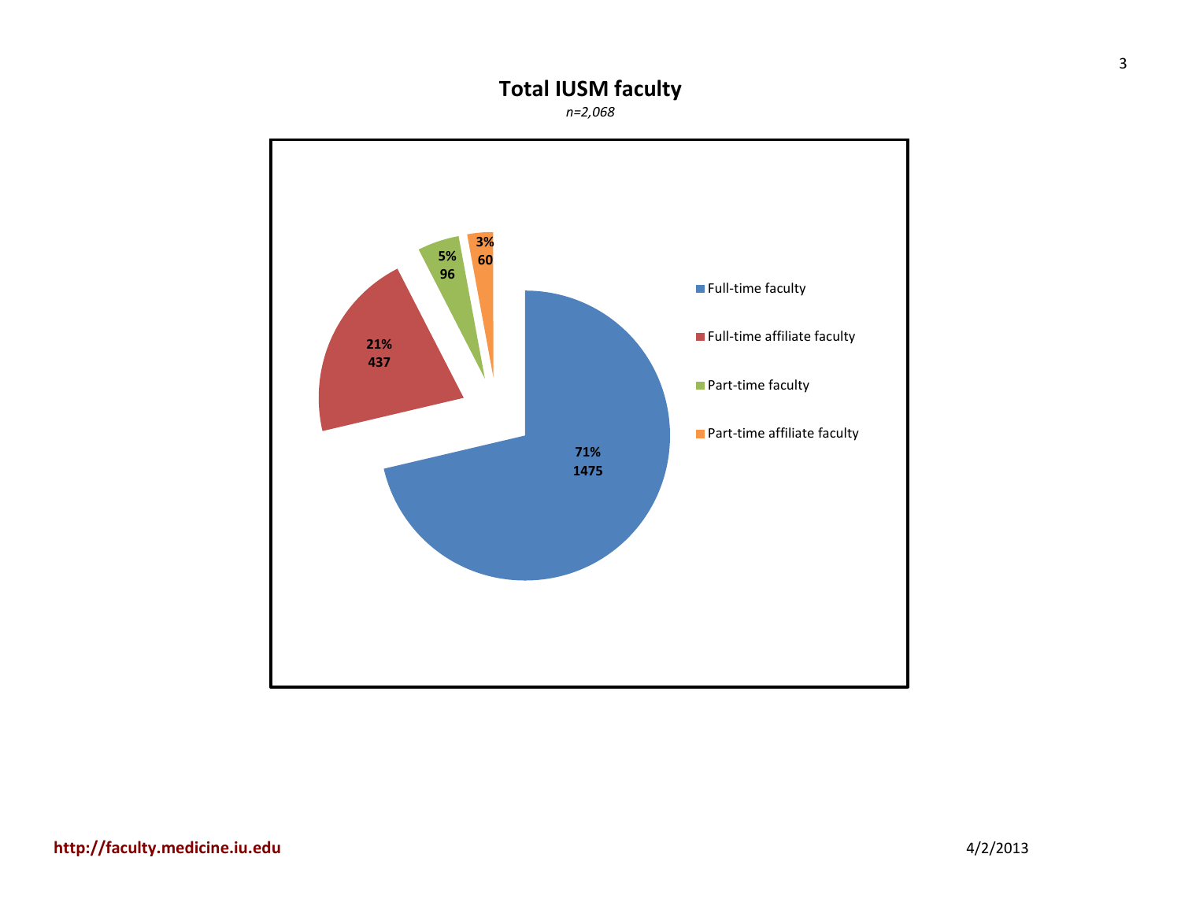# Total IUSM faculty

*n=2,068*

| Category | Percent | Count |
|---|---|---|
| Full-time faculty | 71% | 1475 |
| Full-time affiliate faculty | 21% | 437 |
| Part-time faculty | 5% | 96 |
| Part-time affiliate faculty | 3% | 60 |

http://faculty.medicine.iu.edu

4/2/2013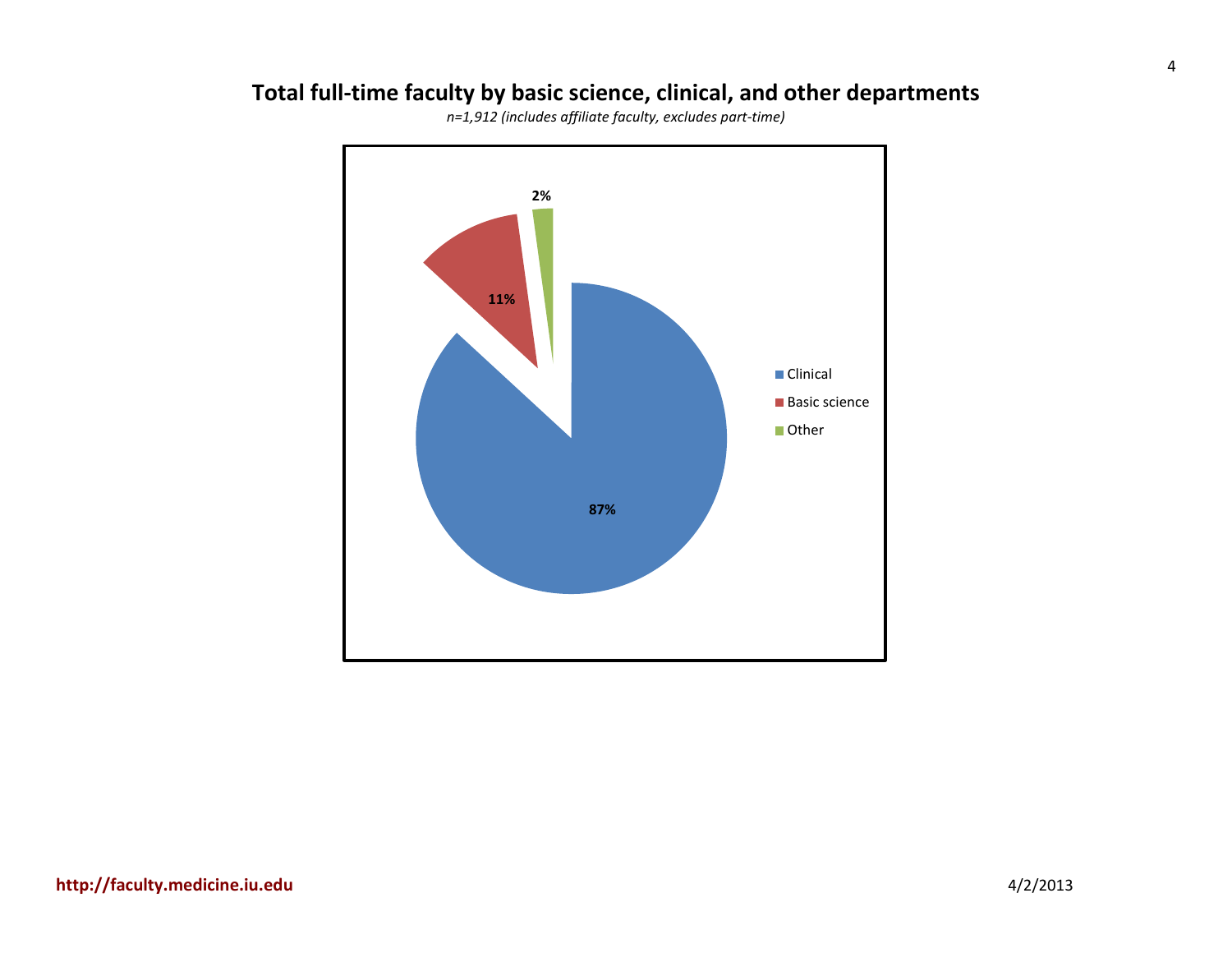## Total full-time faculty by basic science, clinical, and other departments

*n=1,912 (includes affiliate faculty, excludes part-time)*

| Department | Percent |
| --- | --- |
| Clinical | 87% |
| Basic science | 11% |
| Other | 2% |

**http://faculty.medicine.iu.edu**

4/2/2013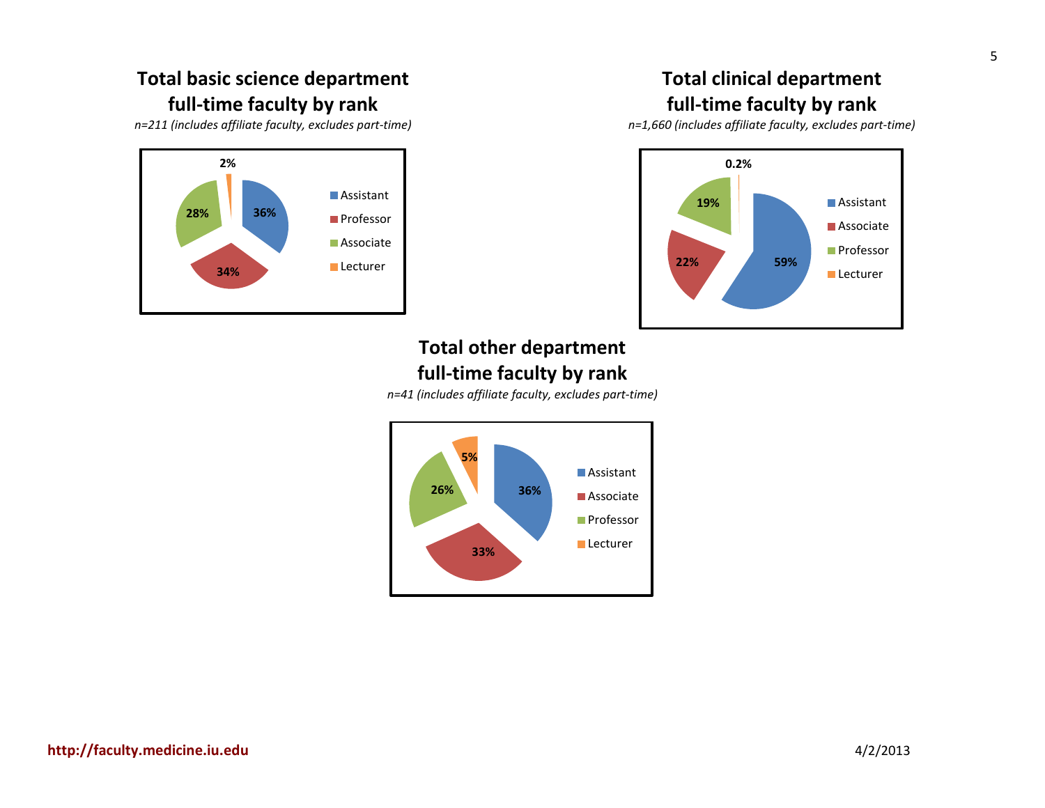## Total basic science department full-time faculty by rank

*n=211 (includes affiliate faculty, excludes part-time)*

| Rank | Percent |
|---|---|
| Assistant | 36% |
| Professor | 34% |
| Associate | 28% |
| Lecturer | 2% |

## Total clinical department full-time faculty by rank

*n=1,660 (includes affiliate faculty, excludes part-time)*

| Rank | Percent |
|---|---|
| Assistant | 59% |
| Associate | 22% |
| Professor | 19% |
| Lecturer | 0.2% |

## Total other department full-time faculty by rank

*n=41 (includes affiliate faculty, excludes part-time)*

| Rank | Percent |
|---|---|
| Assistant | 36% |
| Associate | 33% |
| Professor | 26% |
| Lecturer | 5% |

**http://faculty.medicine.iu.edu**

4/2/2013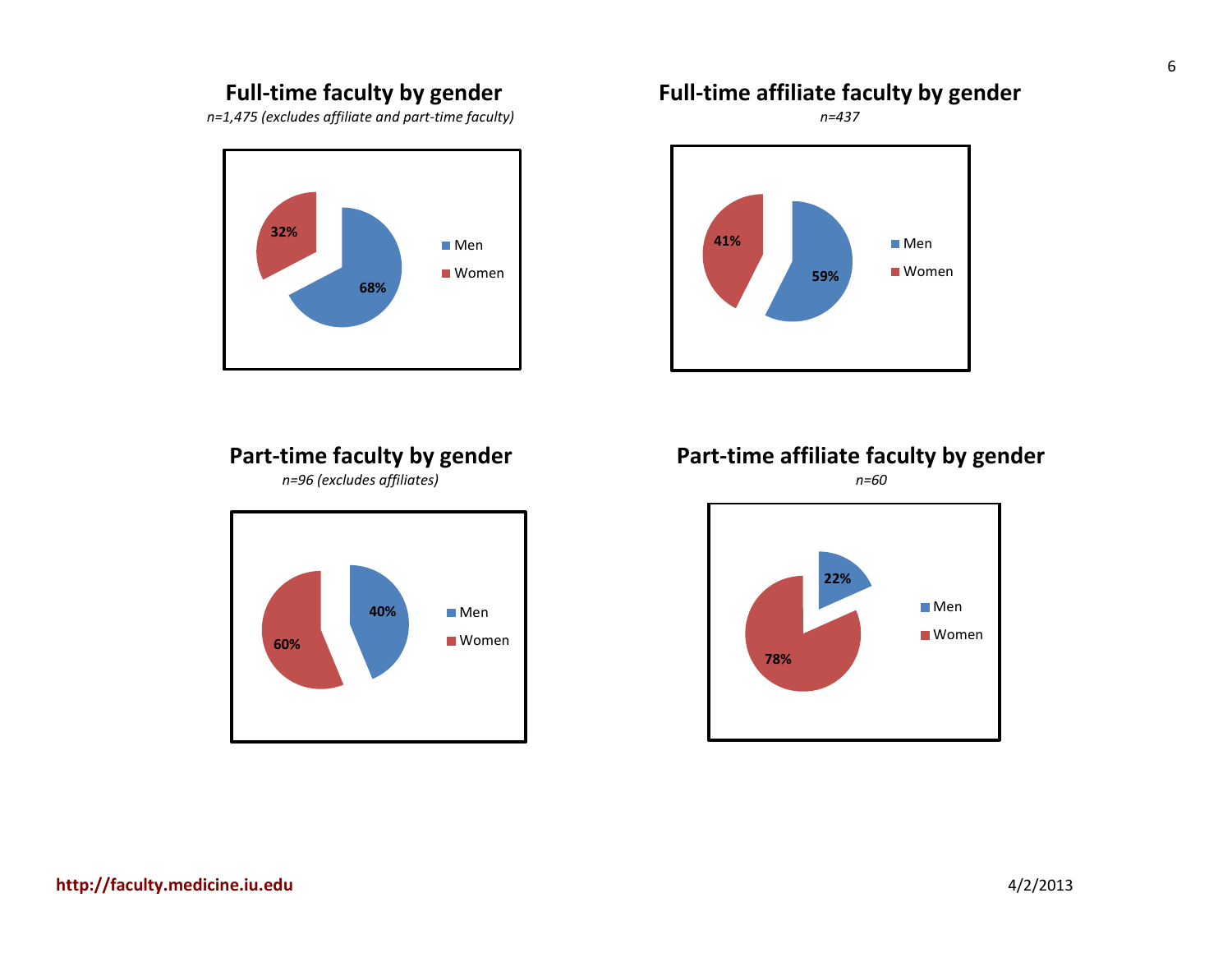## Full-time faculty by gender

*n=1,475 (excludes affiliate and part-time faculty)*

| Gender | Percent |
|---|---|
| Men | 68% |
| Women | 32% |

## Full-time affiliate faculty by gender

*n=437*

| Gender | Percent |
|---|---|
| Men | 59% |
| Women | 41% |

## Part-time faculty by gender

*n=96 (excludes affiliates)*

| Gender | Percent |
|---|---|
| Men | 40% |
| Women | 60% |

## Part-time affiliate faculty by gender

*n=60*

| Gender | Percent |
|---|---|
| Men | 22% |
| Women | 78% |

http://faculty.medicine.iu.edu

4/2/2013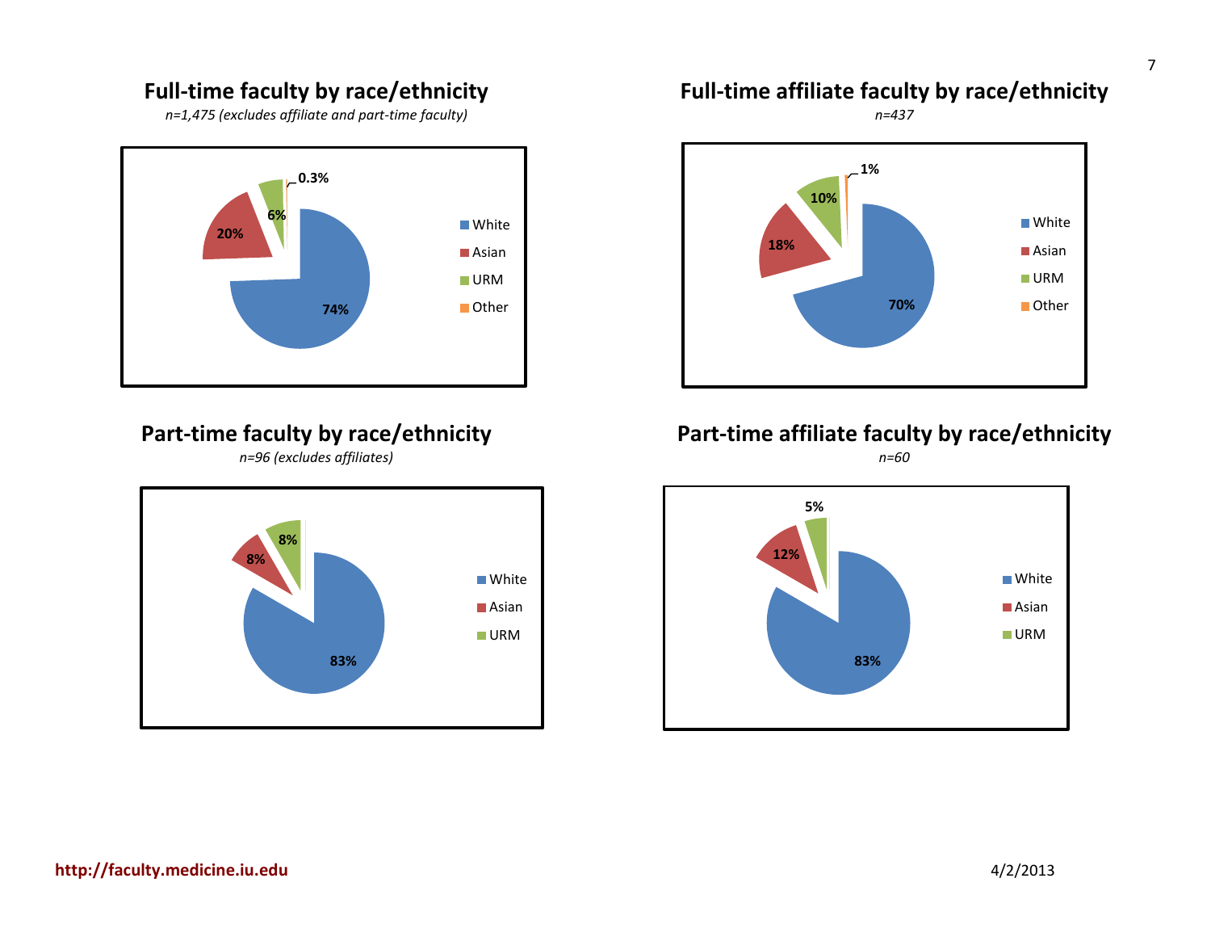## Full-time faculty by race/ethnicity

*n=1,475 (excludes affiliate and part-time faculty)*

| Race/ethnicity | Percent |
|---|---|
| White | 74% |
| Asian | 20% |
| URM | 6% |
| Other | 0.3% |

## Full-time affiliate faculty by race/ethnicity

*n=437*

| Race/ethnicity | Percent |
|---|---|
| White | 70% |
| Asian | 18% |
| URM | 10% |
| Other | 1% |

## Part-time faculty by race/ethnicity

*n=96 (excludes affiliates)*

| Race/ethnicity | Percent |
|---|---|
| White | 83% |
| Asian | 8% |
| URM | 8% |

## Part-time affiliate faculty by race/ethnicity

*n=60*

| Race/ethnicity | Percent |
|---|---|
| White | 83% |
| Asian | 12% |
| URM | 5% |

http://faculty.medicine.iu.edu

4/2/2013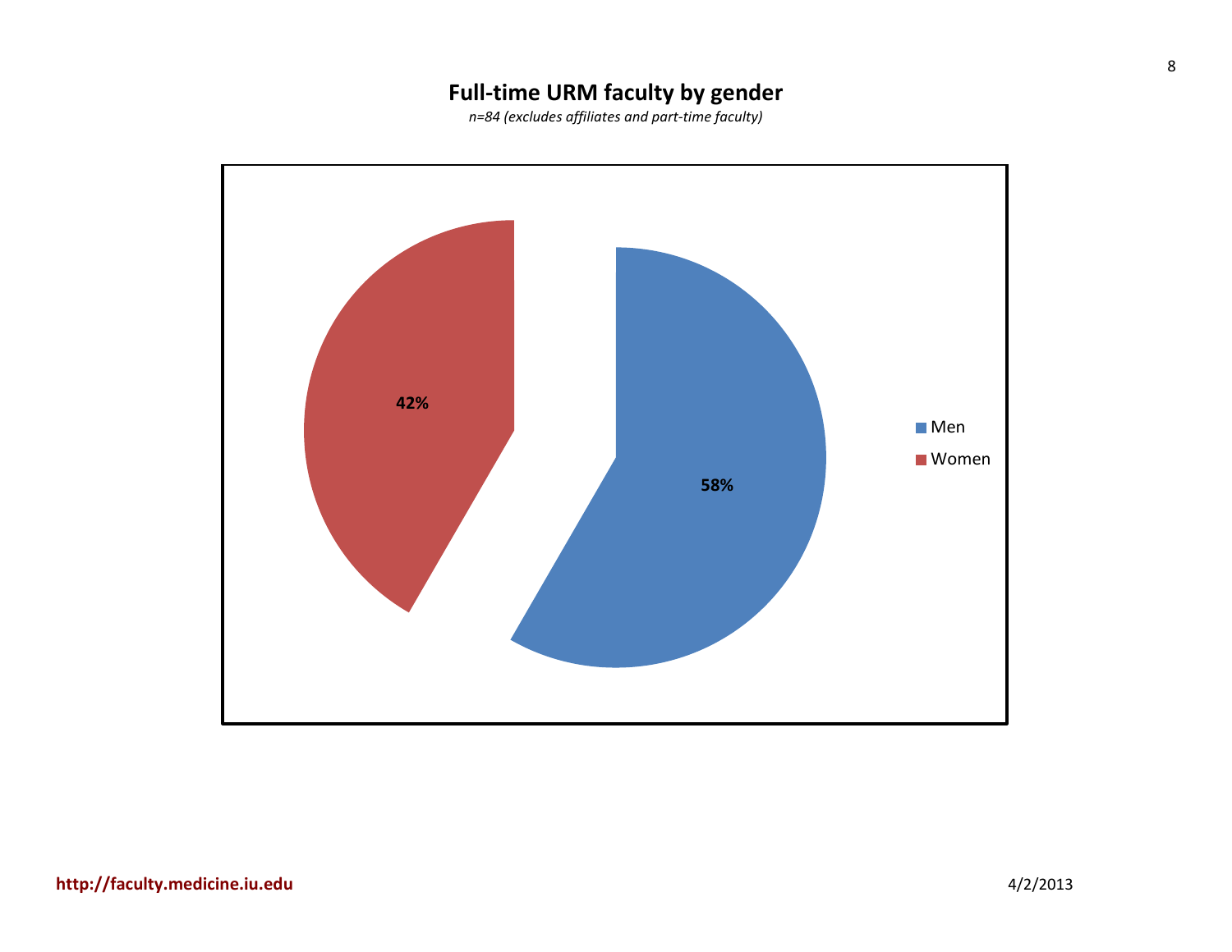## Full-time URM faculty by gender

*n=84 (excludes affiliates and part-time faculty)*

| Gender | Percent |
| --- | --- |
| Men | 58% |
| Women | 42% |

**http://faculty.medicine.iu.edu**

4/2/2013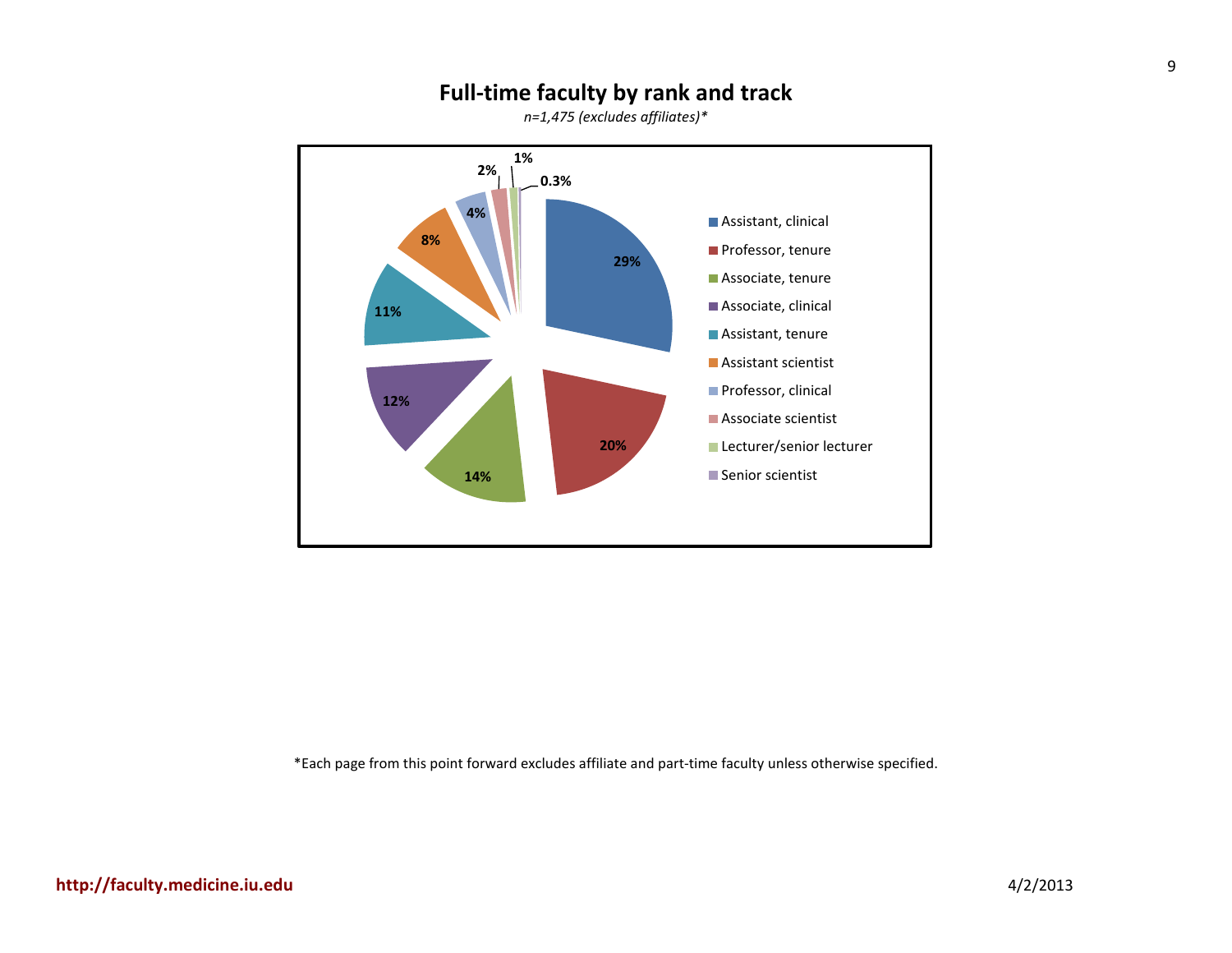## Full-time faculty by rank and track

*n=1,475 (excludes affiliates)**

| Rank and track | Percent |
|---|---|
| Assistant, clinical | 29% |
| Professor, tenure | 20% |
| Associate, tenure | 14% |
| Associate, clinical | 12% |
| Assistant, tenure | 11% |
| Assistant scientist | 8% |
| Professor, clinical | 4% |
| Associate scientist | 2% |
| Lecturer/senior lecturer | 1% |
| Senior scientist | 0.3% |

*Each page from this point forward excludes affiliate and part-time faculty unless otherwise specified.

**http://faculty.medicine.iu.edu**

4/2/2013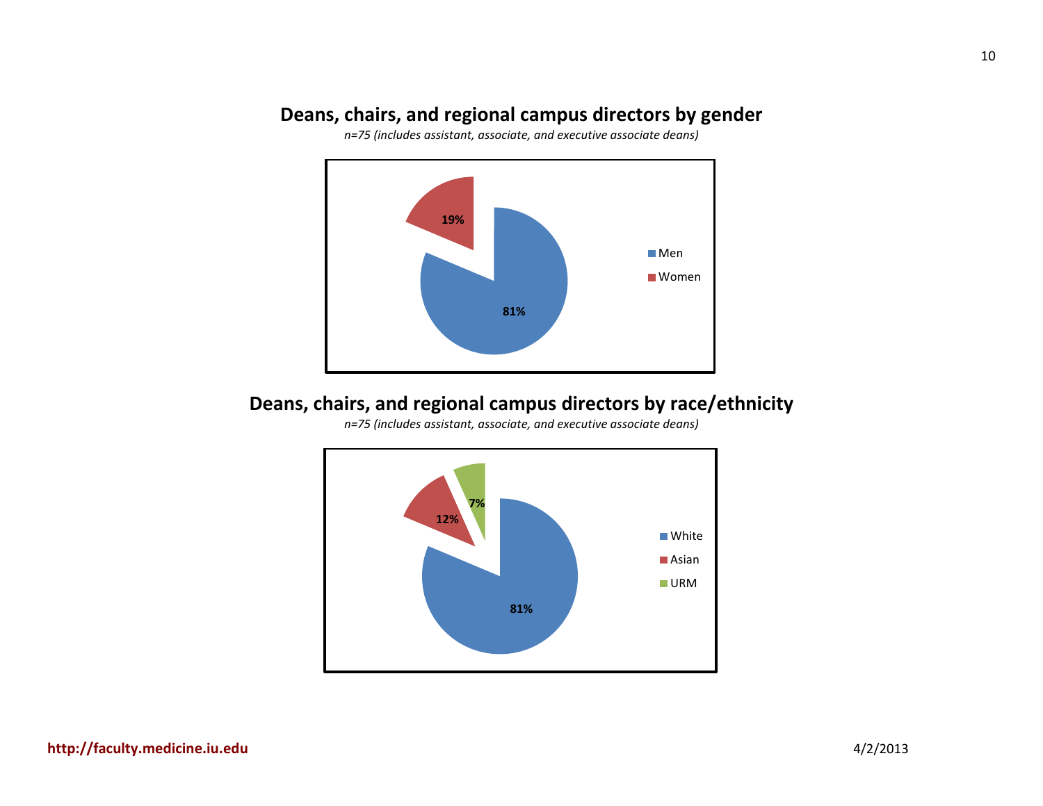## Deans, chairs, and regional campus directors by gender

*n=75 (includes assistant, associate, and executive associate deans)*

| Gender | Percent |
| --- | --- |
| Men | 81% |
| Women | 19% |

## Deans, chairs, and regional campus directors by race/ethnicity

*n=75 (includes assistant, associate, and executive associate deans)*

| Race/ethnicity | Percent |
| --- | --- |
| White | 81% |
| Asian | 12% |
| URM | 7% |

**http://faculty.medicine.iu.edu**

4/2/2013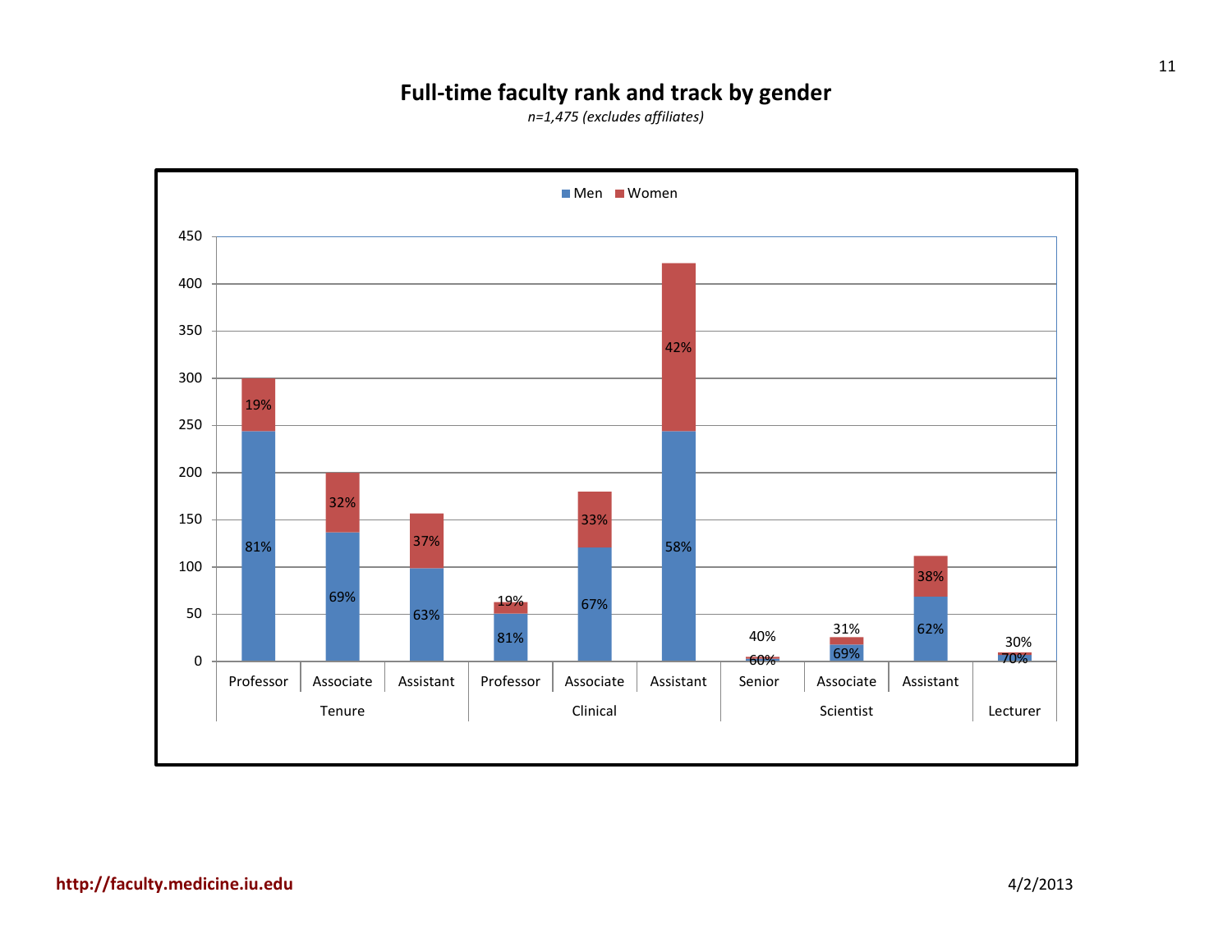# Full-time faculty rank and track by gender

*n=1,475 (excludes affiliates)*

| Track | Rank | Men | Women |
|---|---|---|---|
| Tenure | Professor | 81% | 19% |
| Tenure | Associate | 69% | 32% |
| Tenure | Assistant | 63% | 37% |
| Clinical | Professor | 81% | 19% |
| Clinical | Associate | 67% | 33% |
| Clinical | Assistant | 58% | 42% |
| Scientist | Senior | 60% | 40% |
| Scientist | Associate | 69% | 31% |
| Scientist | Assistant | 62% | 38% |
| Lecturer | | 70% | 30% |

http://faculty.medicine.iu.edu

4/2/2013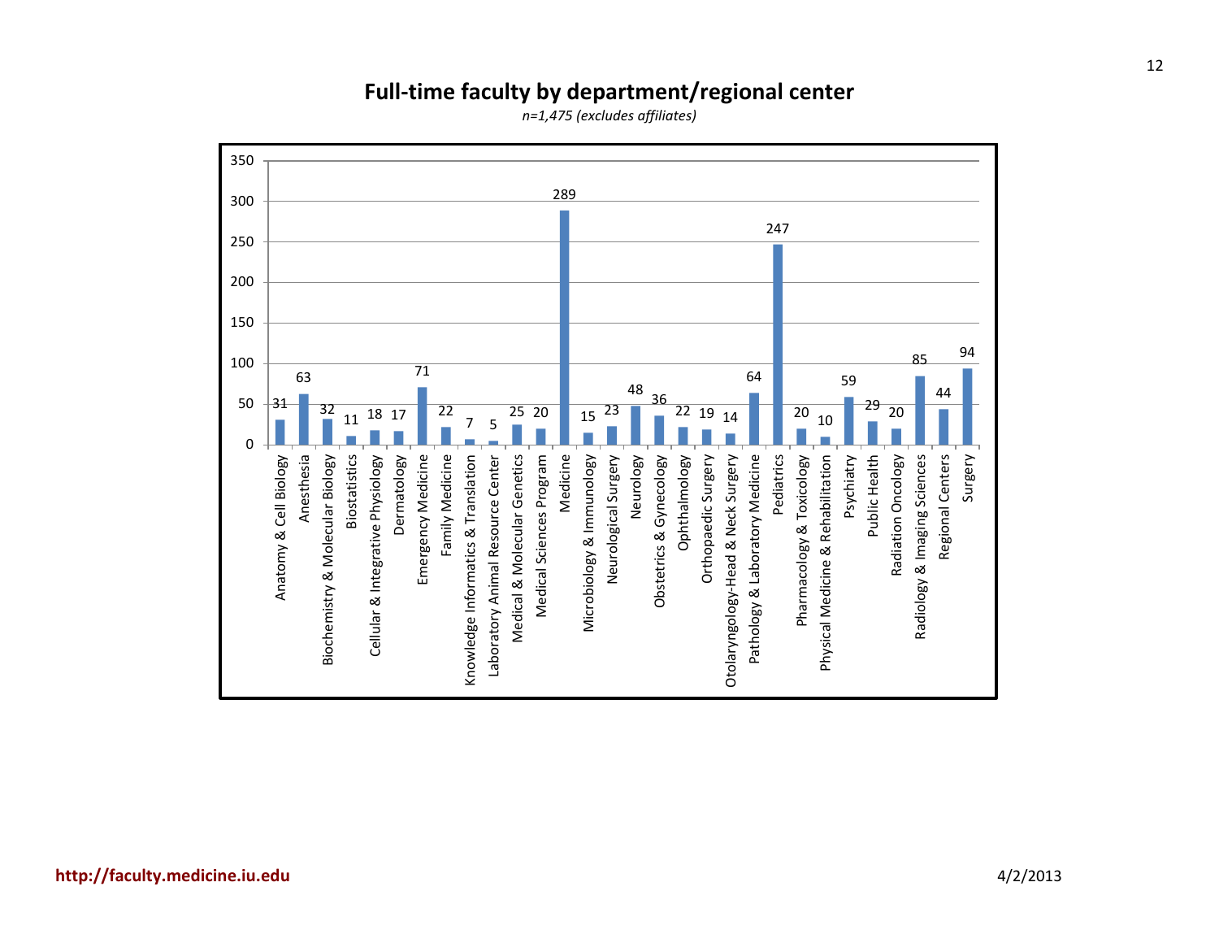# Full-time faculty by department/regional center

*n=1,475 (excludes affiliates)*

| Department/Regional Center | Full-time faculty |
|---|---|
| Anatomy & Cell Biology | 31 |
| Anesthesia | 63 |
| Biochemistry & Molecular Biology | 32 |
| Biostatistics | 11 |
| Cellular & Integrative Physiology | 18 |
| Dermatology | 17 |
| Emergency Medicine | 71 |
| Family Medicine | 22 |
| Knowledge Informatics & Translation | 7 |
| Laboratory Animal Resource Center | 5 |
| Medical & Molecular Genetics | 25 |
| Medical Sciences Program | 20 |
| Medicine | 289 |
| Microbiology & Immunology | 15 |
| Neurological Surgery | 23 |
| Neurology | 48 |
| Obstetrics & Gynecology | 36 |
| Ophthalmology | 22 |
| Orthopaedic Surgery | 19 |
| Otolaryngology-Head & Neck Surgery | 14 |
| Pathology & Laboratory Medicine | 64 |
| Pediatrics | 247 |
| Pharmacology & Toxicology | 20 |
| Physical Medicine & Rehabilitation | 10 |
| Psychiatry | 59 |
| Public Health | 29 |
| Radiation Oncology | 20 |
| Radiology & Imaging Sciences | 85 |
| Regional Centers | 44 |
| Surgery | 94 |

**http://faculty.medicine.iu.edu**

4/2/2013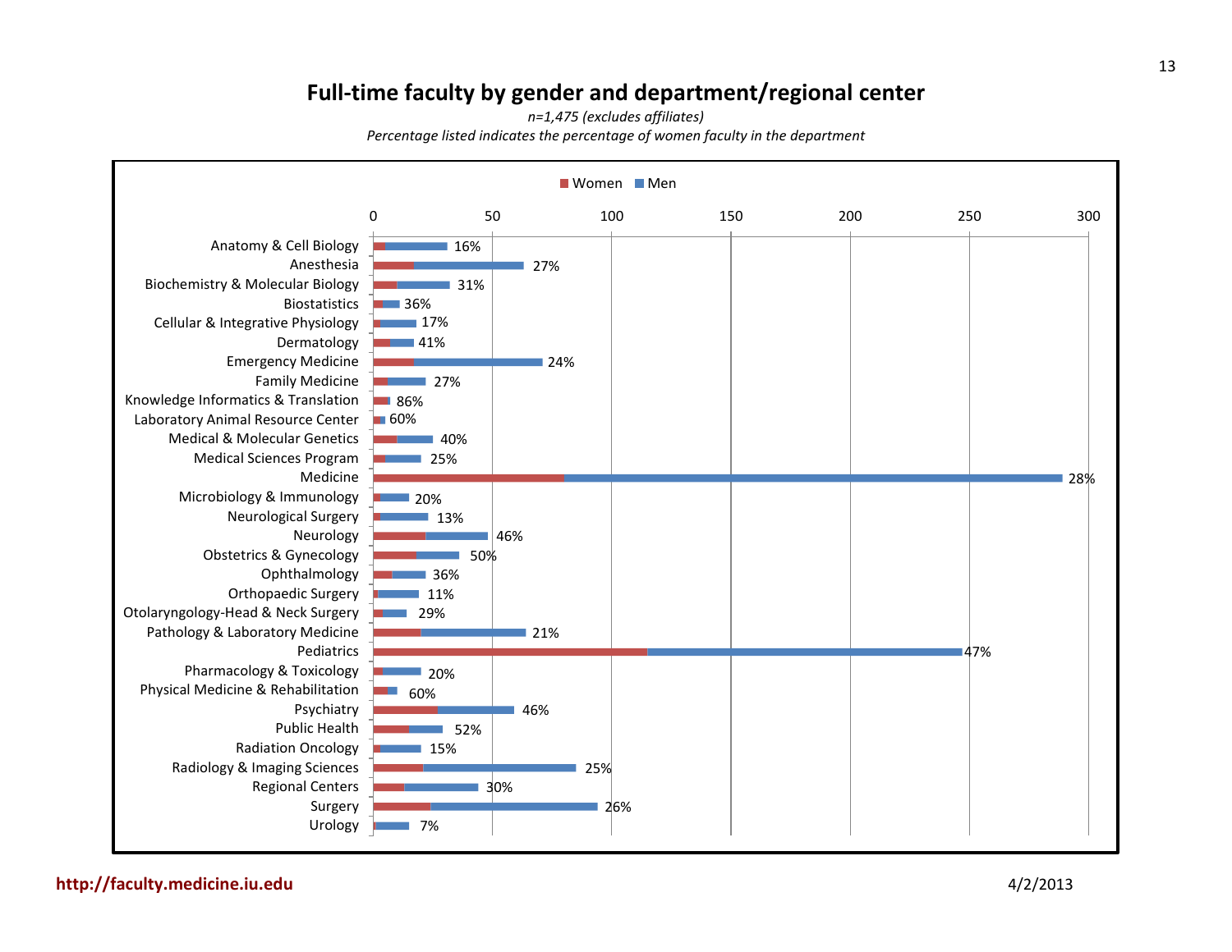# Full-time faculty by gender and department/regional center

*n=1,475 (excludes affiliates)*

*Percentage listed indicates the percentage of women faculty in the department*

| Department/Regional Center | % Women |
|---|---|
| Anatomy & Cell Biology | 16% |
| Anesthesia | 27% |
| Biochemistry & Molecular Biology | 31% |
| Biostatistics | 36% |
| Cellular & Integrative Physiology | 17% |
| Dermatology | 41% |
| Emergency Medicine | 24% |
| Family Medicine | 27% |
| Knowledge Informatics & Translation | 86% |
| Laboratory Animal Resource Center | 60% |
| Medical & Molecular Genetics | 40% |
| Medical Sciences Program | 25% |
| Medicine | 28% |
| Microbiology & Immunology | 20% |
| Neurological Surgery | 13% |
| Neurology | 46% |
| Obstetrics & Gynecology | 50% |
| Ophthalmology | 36% |
| Orthopaedic Surgery | 11% |
| Otolaryngology-Head & Neck Surgery | 29% |
| Pathology & Laboratory Medicine | 21% |
| Pediatrics | 47% |
| Pharmacology & Toxicology | 20% |
| Physical Medicine & Rehabilitation | 60% |
| Psychiatry | 46% |
| Public Health | 52% |
| Radiation Oncology | 15% |
| Radiology & Imaging Sciences | 25% |
| Regional Centers | 30% |
| Surgery | 26% |
| Urology | 7% |

http://faculty.medicine.iu.edu

4/2/2013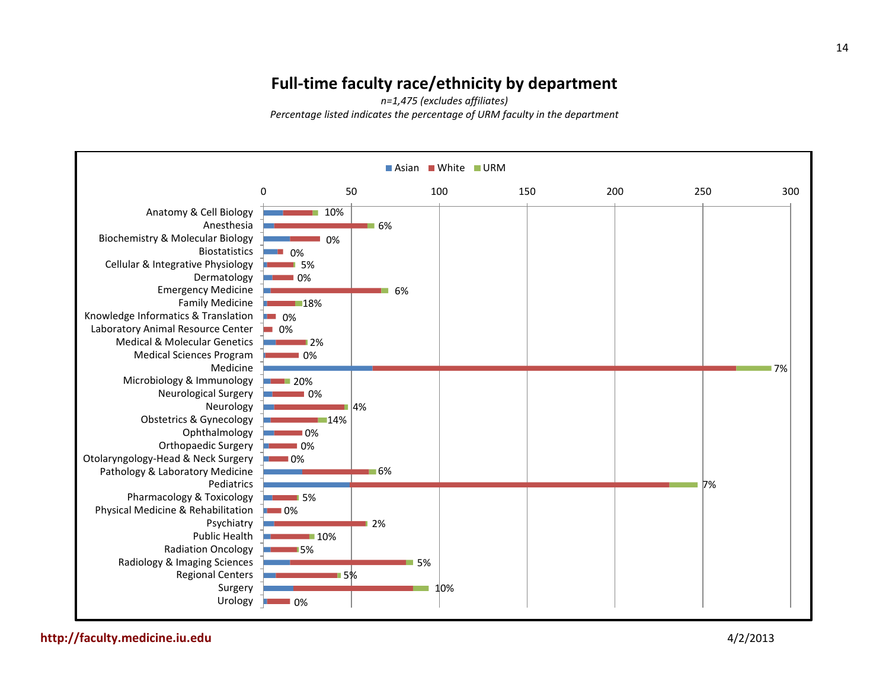## Full-time faculty race/ethnicity by department

*n=1,475 (excludes affiliates)*

*Percentage listed indicates the percentage of URM faculty in the department*

Asian | White | URM

| Department | % URM |
|---|---|
| Anatomy & Cell Biology | 10% |
| Anesthesia | 6% |
| Biochemistry & Molecular Biology | 0% |
| Biostatistics | 0% |
| Cellular & Integrative Physiology | 5% |
| Dermatology | 0% |
| Emergency Medicine | 6% |
| Family Medicine | 18% |
| Knowledge Informatics & Translation | 0% |
| Laboratory Animal Resource Center | 0% |
| Medical & Molecular Genetics | 2% |
| Medical Sciences Program | 0% |
| Medicine | 7% |
| Microbiology & Immunology | 20% |
| Neurological Surgery | 0% |
| Neurology | 4% |
| Obstetrics & Gynecology | 14% |
| Ophthalmology | 0% |
| Orthopaedic Surgery | 0% |
| Otolaryngology-Head & Neck Surgery | 0% |
| Pathology & Laboratory Medicine | 6% |
| Pediatrics | 7% |
| Pharmacology & Toxicology | 5% |
| Physical Medicine & Rehabilitation | 0% |
| Psychiatry | 2% |
| Public Health | 10% |
| Radiation Oncology | 5% |
| Radiology & Imaging Sciences | 5% |
| Regional Centers | 5% |
| Surgery | 10% |
| Urology | 0% |

http://faculty.medicine.iu.edu

4/2/2013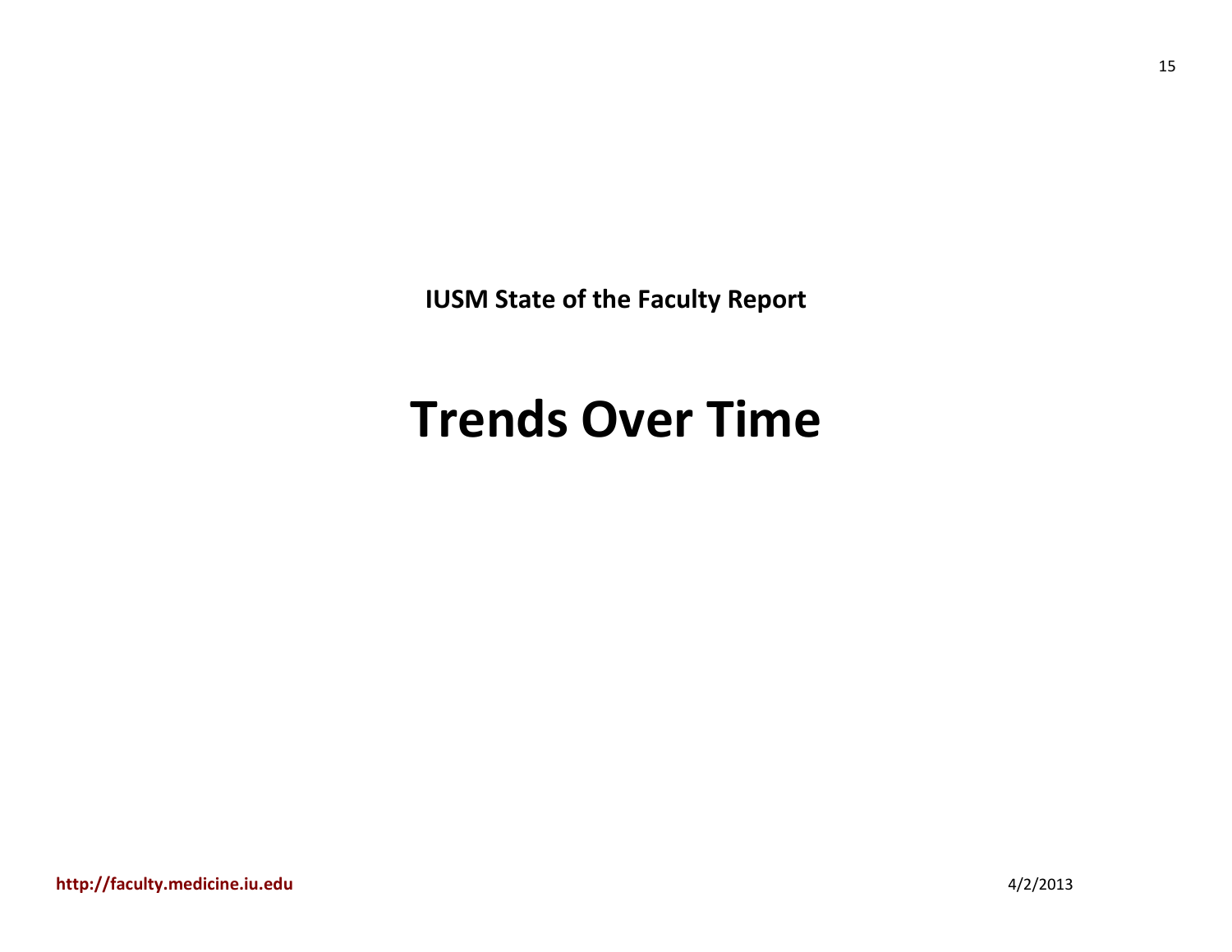IUSM State of the Faculty Report

# Trends Over Time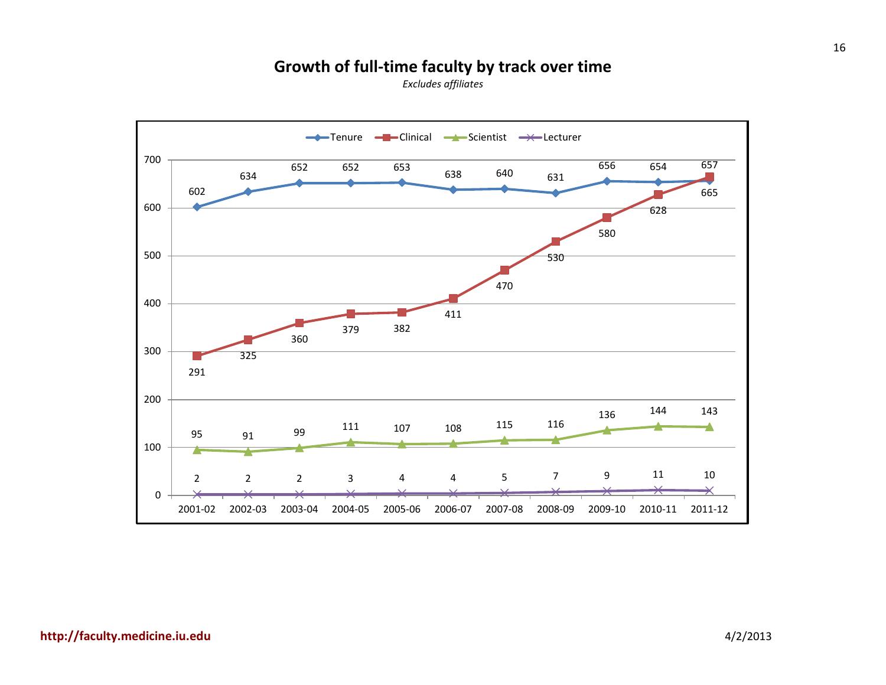# Growth of full-time faculty by track over time

*Excludes affiliates*

| Track | 2001-02 | 2002-03 | 2003-04 | 2004-05 | 2005-06 | 2006-07 | 2007-08 | 2008-09 | 2009-10 | 2010-11 | 2011-12 |
|---|---|---|---|---|---|---|---|---|---|---|---|
| Tenure | 602 | 634 | 652 | 652 | 653 | 638 | 640 | 631 | 656 | 654 | 657 |
| Clinical | 291 | 325 | 360 | 379 | 382 | 411 | 470 | 530 | 580 | 628 | 665 |
| Scientist | 95 | 91 | 99 | 111 | 107 | 108 | 115 | 116 | 136 | 144 | 143 |
| Lecturer | 2 | 2 | 2 | 3 | 4 | 4 | 5 | 7 | 9 | 11 | 10 |

http://faculty.medicine.iu.edu

4/2/2013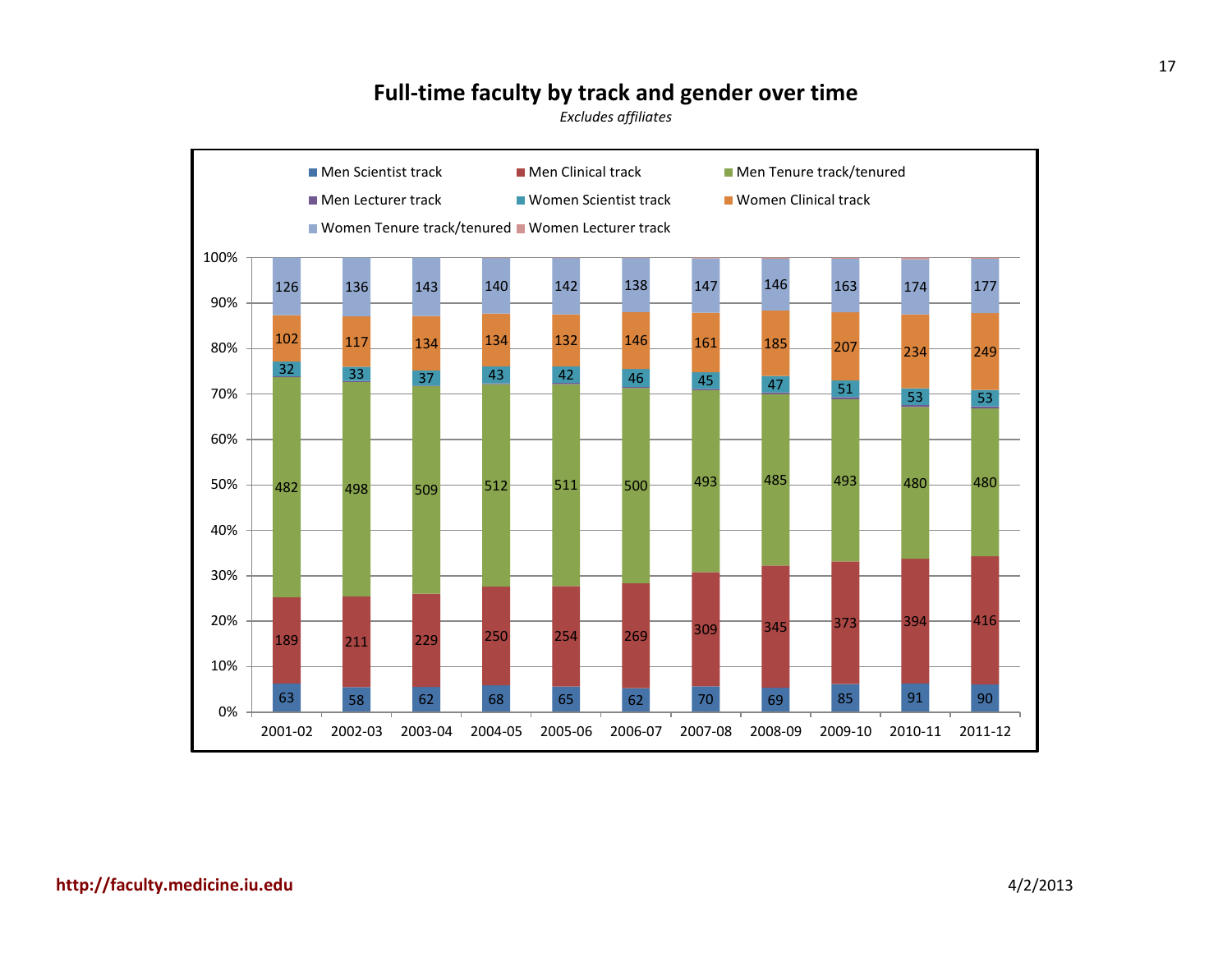# Full-time faculty by track and gender over time

*Excludes affiliates*

| Year | Men Scientist track | Men Clinical track | Men Tenure track/tenured | Men Lecturer track | Women Scientist track | Women Clinical track | Women Tenure track/tenured | Women Lecturer track |
|---|---|---|---|---|---|---|---|---|
| 2001-02 | 63 | 189 | 482 | | 32 | 102 | 126 | |
| 2002-03 | 58 | 211 | 498 | | 33 | 117 | 136 | |
| 2003-04 | 62 | 229 | 509 | | 37 | 134 | 143 | |
| 2004-05 | 68 | 250 | 512 | | 43 | 134 | 140 | |
| 2005-06 | 65 | 254 | 511 | | 42 | 132 | 142 | |
| 2006-07 | 62 | 269 | 500 | | 46 | 146 | 138 | |
| 2007-08 | 70 | 309 | 493 | | 45 | 161 | 147 | |
| 2008-09 | 69 | 345 | 485 | | 47 | 185 | 146 | |
| 2009-10 | 85 | 373 | 493 | | 51 | 207 | 163 | |
| 2010-11 | 91 | 394 | 480 | | 53 | 234 | 174 | |
| 2011-12 | 90 | 416 | 480 | | 53 | 249 | 177 | |

http://faculty.medicine.iu.edu

4/2/2013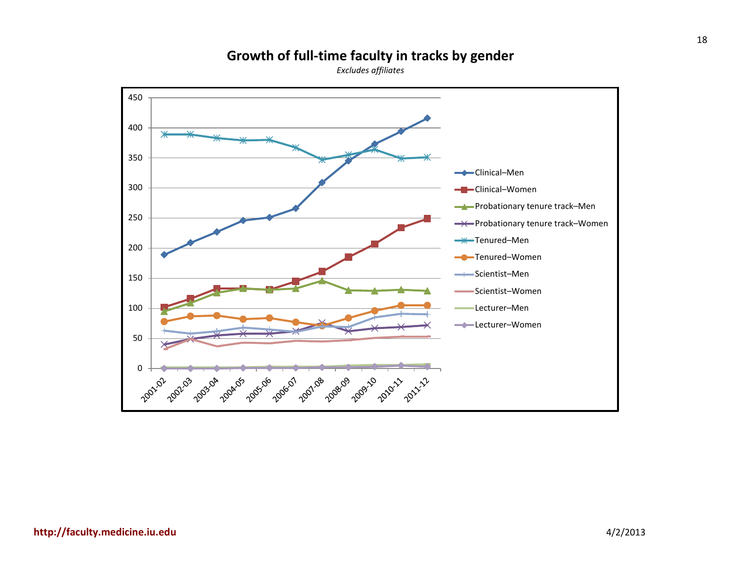## Growth of full-time faculty in tracks by gender

*Excludes affiliates*

http://faculty.medicine.iu.edu

4/2/2013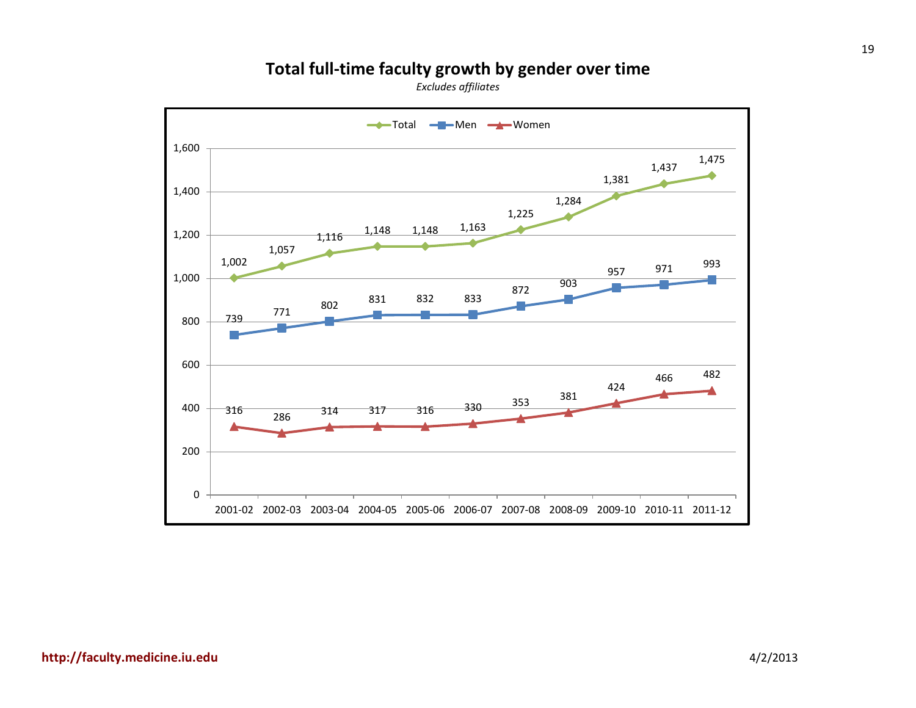## Total full-time faculty growth by gender over time

*Excludes affiliates*

| Year | Total | Men | Women |
|---|---|---|---|
| 2001-02 | 1,002 | 739 | 316 |
| 2002-03 | 1,057 | 771 | 286 |
| 2003-04 | 1,116 | 802 | 314 |
| 2004-05 | 1,148 | 831 | 317 |
| 2005-06 | 1,148 | 832 | 316 |
| 2006-07 | 1,163 | 833 | 330 |
| 2007-08 | 1,225 | 872 | 353 |
| 2008-09 | 1,284 | 903 | 381 |
| 2009-10 | 1,381 | 957 | 424 |
| 2010-11 | 1,437 | 971 | 466 |
| 2011-12 | 1,475 | 993 | 482 |

**http://faculty.medicine.iu.edu**

4/2/2013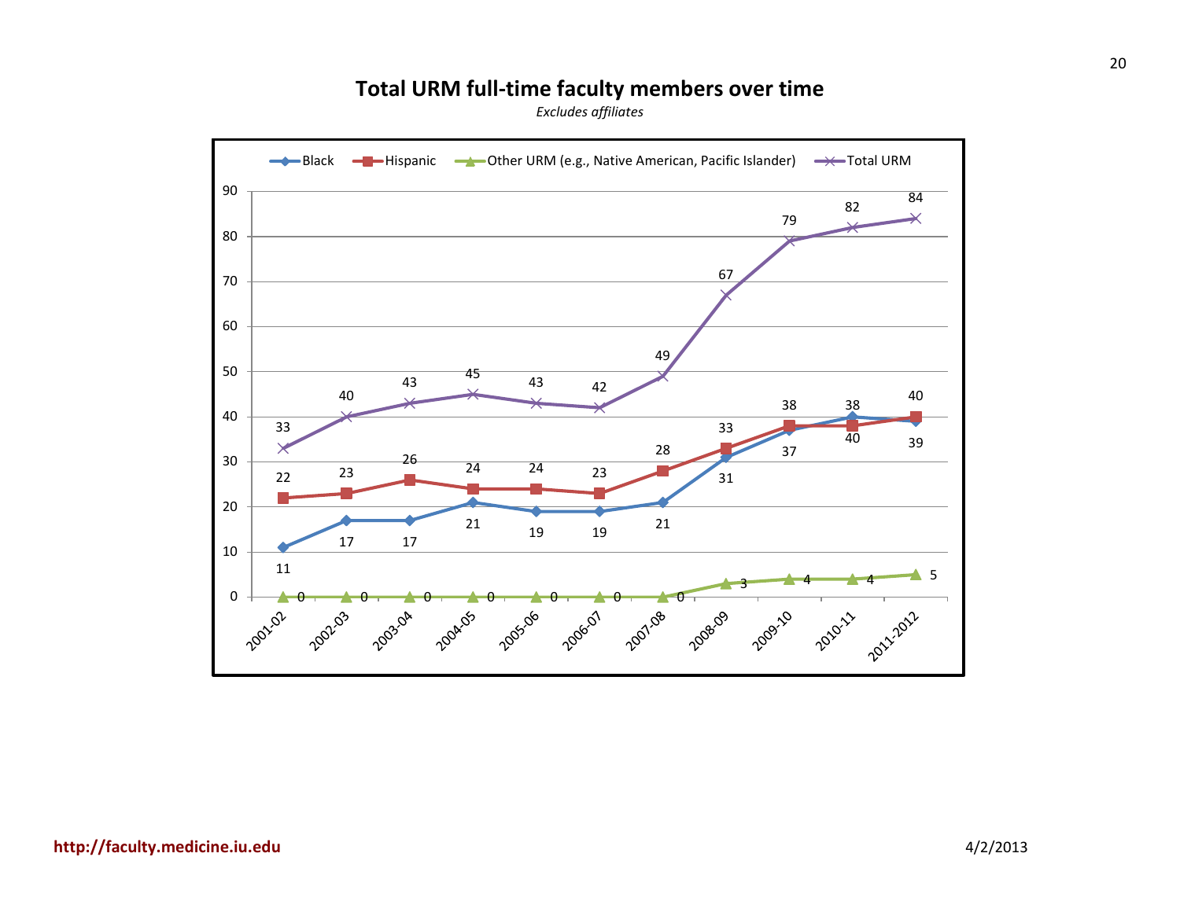# Total URM full-time faculty members over time

*Excludes affiliates*

| Year | Black | Hispanic | Other URM (e.g., Native American, Pacific Islander) | Total URM |
|---|---|---|---|---|
| 2001-02 | 11 | 22 | 0 | 33 |
| 2002-03 | 17 | 23 | 0 | 40 |
| 2003-04 | 17 | 26 | 0 | 43 |
| 2004-05 | 21 | 24 | 0 | 45 |
| 2005-06 | 19 | 24 | 0 | 43 |
| 2006-07 | 19 | 23 | 0 | 42 |
| 2007-08 | 21 | 28 | 0 | 49 |
| 2008-09 | 31 | 33 | 3 | 67 |
| 2009-10 | 37 | 38 | 4 | 79 |
| 2010-11 | 40 | 38 | 4 | 82 |
| 2011-2012 | 39 | 40 | 5 | 84 |

**http://faculty.medicine.iu.edu**

4/2/2013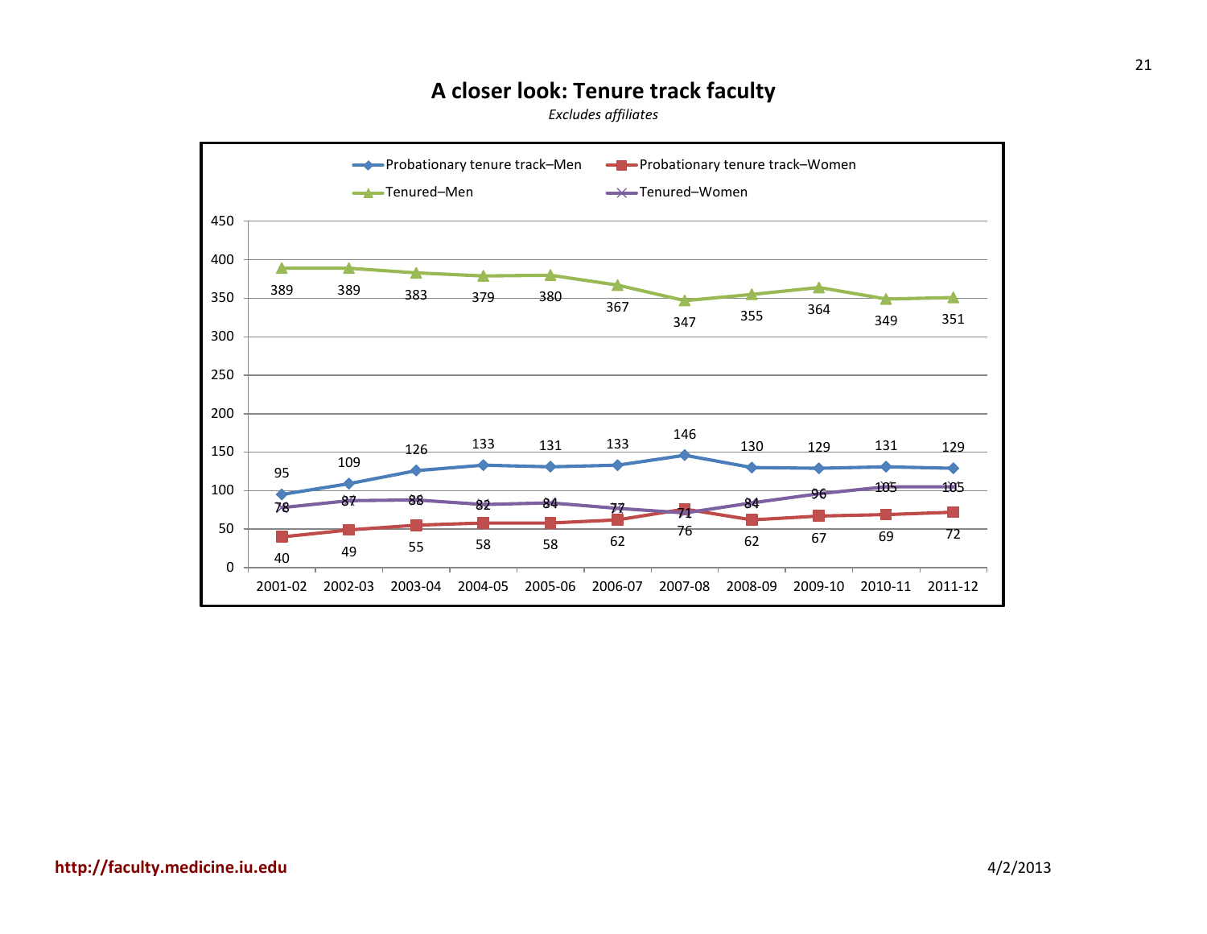# A closer look: Tenure track faculty

*Excludes affiliates*

| Year | Probationary tenure track–Men | Probationary tenure track–Women | Tenured–Men | Tenured–Women |
|---|---|---|---|---|
| 2001-02 | 95 | 40 | 389 | 78 |
| 2002-03 | 109 | 49 | 389 | 87 |
| 2003-04 | 126 | 55 | 383 | 88 |
| 2004-05 | 133 | 58 | 379 | 82 |
| 2005-06 | 131 | 58 | 380 | 84 |
| 2006-07 | 133 | 62 | 367 | 77 |
| 2007-08 | 146 | 76 | 347 | 71 |
| 2008-09 | 130 | 62 | 355 | 84 |
| 2009-10 | 129 | 67 | 364 | 96 |
| 2010-11 | 131 | 69 | 349 | 105 |
| 2011-12 | 129 | 72 | 351 | 105 |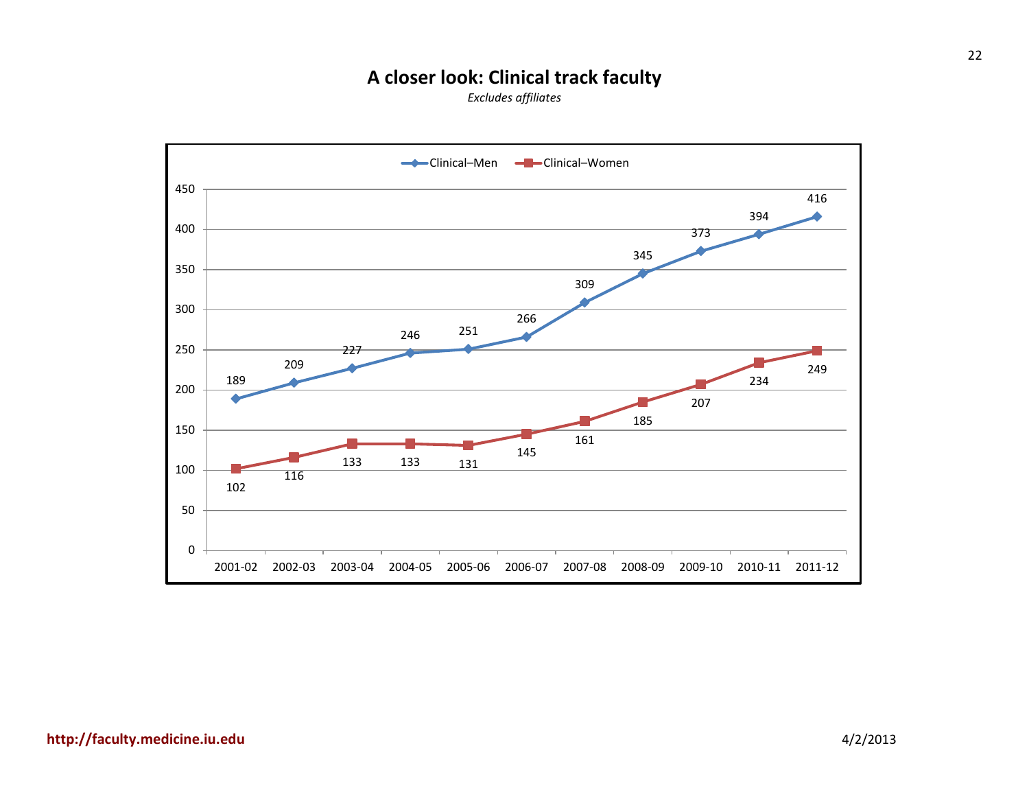# A closer look: Clinical track faculty

*Excludes affiliates*

| Year | Clinical–Men | Clinical–Women |
|---|---|---|
| 2001-02 | 189 | 102 |
| 2002-03 | 209 | 116 |
| 2003-04 | 227 | 133 |
| 2004-05 | 246 | 133 |
| 2005-06 | 251 | 131 |
| 2006-07 | 266 | 145 |
| 2007-08 | 309 | 161 |
| 2008-09 | 345 | 185 |
| 2009-10 | 373 | 207 |
| 2010-11 | 394 | 234 |
| 2011-12 | 416 | 249 |

http://faculty.medicine.iu.edu

4/2/2013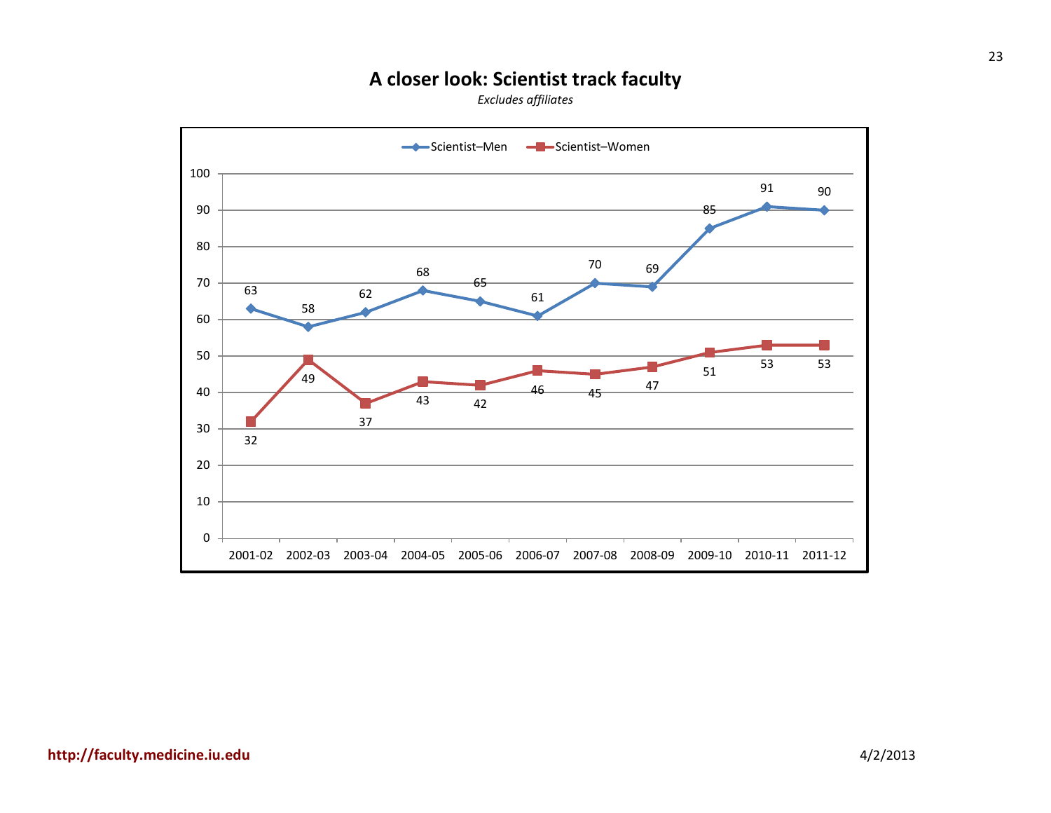# A closer look: Scientist track faculty

*Excludes affiliates*

| Year | Scientist–Men | Scientist–Women |
|---|---|---|
| 2001-02 | 63 | 32 |
| 2002-03 | 58 | 49 |
| 2003-04 | 62 | 37 |
| 2004-05 | 68 | 43 |
| 2005-06 | 65 | 42 |
| 2006-07 | 61 | 46 |
| 2007-08 | 70 | 45 |
| 2008-09 | 69 | 47 |
| 2009-10 | 85 | 51 |
| 2010-11 | 91 | 53 |
| 2011-12 | 90 | 53 |

http://faculty.medicine.iu.edu

4/2/2013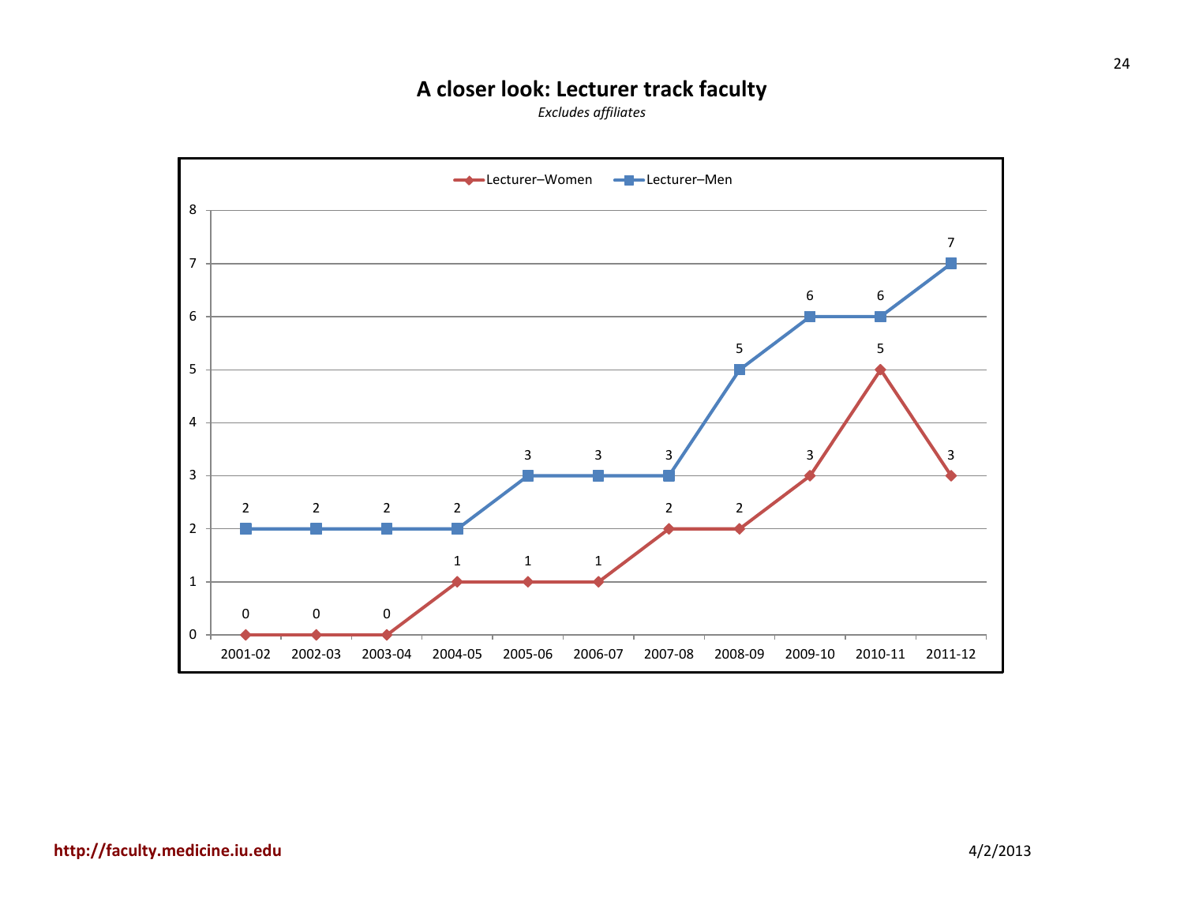# A closer look: Lecturer track faculty

*Excludes affiliates*

| Year | Lecturer–Women | Lecturer–Men |
| --- | --- | --- |
| 2001-02 | 0 | 2 |
| 2002-03 | 0 | 2 |
| 2003-04 | 0 | 2 |
| 2004-05 | 1 | 2 |
| 2005-06 | 1 | 3 |
| 2006-07 | 1 | 3 |
| 2007-08 | 2 | 3 |
| 2008-09 | 2 | 5 |
| 2009-10 | 3 | 6 |
| 2010-11 | 5 | 6 |
| 2011-12 | 3 | 7 |

http://faculty.medicine.iu.edu

4/2/2013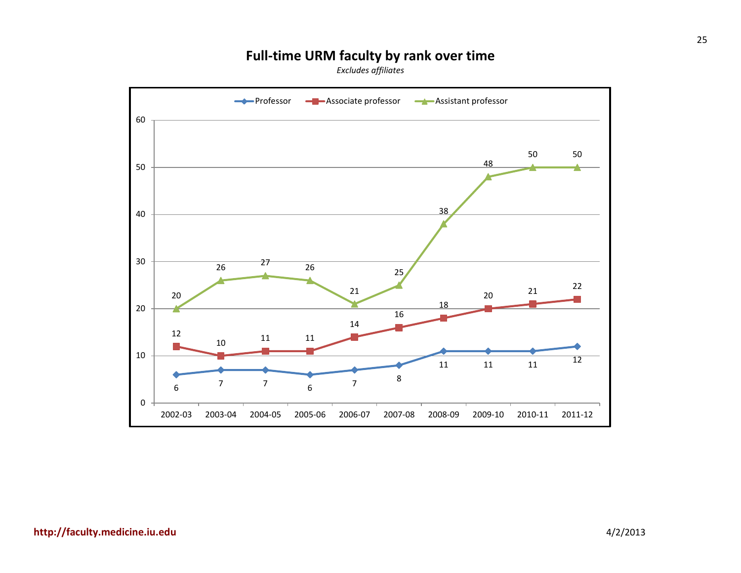# Full-time URM faculty by rank over time

*Excludes affiliates*

| | 2002-03 | 2003-04 | 2004-05 | 2005-06 | 2006-07 | 2007-08 | 2008-09 | 2009-10 | 2010-11 | 2011-12 |
|---|---|---|---|---|---|---|---|---|---|---|
| Professor | 6 | 7 | 7 | 6 | 7 | 8 | 11 | 11 | 11 | 12 |
| Associate professor | 12 | 10 | 11 | 11 | 14 | 16 | 18 | 20 | 21 | 22 |
| Assistant professor | 20 | 26 | 27 | 26 | 21 | 25 | 38 | 48 | 50 | 50 |

http://faculty.medicine.iu.edu

4/2/2013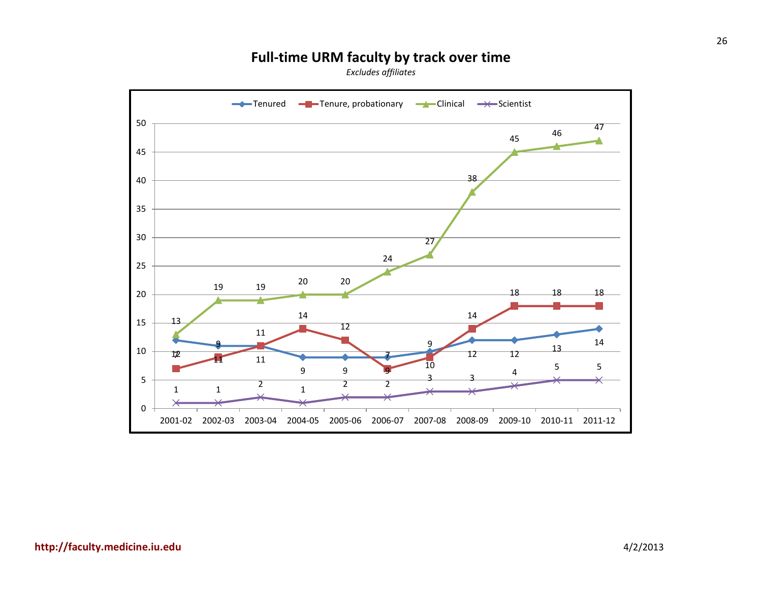# Full-time URM faculty by track over time

*Excludes affiliates*

| | 2001-02 | 2002-03 | 2003-04 | 2004-05 | 2005-06 | 2006-07 | 2007-08 | 2008-09 | 2009-10 | 2010-11 | 2011-12 |
|---|---|---|---|---|---|---|---|---|---|---|---|
| Tenured | 12 | 11 | 11 | 9 | 9 | 9 | 10 | 12 | 12 | 13 | 14 |
| Tenure, probationary | 7 | 9 | 11 | 14 | 12 | 7 | 9 | 14 | 18 | 18 | 18 |
| Clinical | 13 | 19 | 19 | 20 | 20 | 24 | 27 | 38 | 45 | 46 | 47 |
| Scientist | 1 | 1 | 2 | 1 | 2 | 2 | 3 | 3 | 4 | 5 | 5 |

http://faculty.medicine.iu.edu

4/2/2013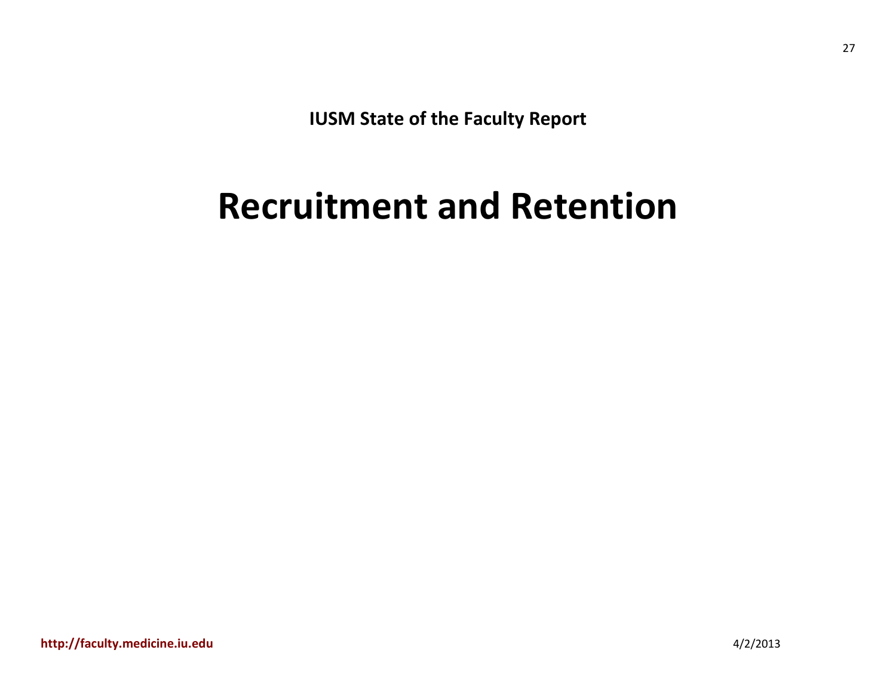IUSM State of the Faculty Report

# Recruitment and Retention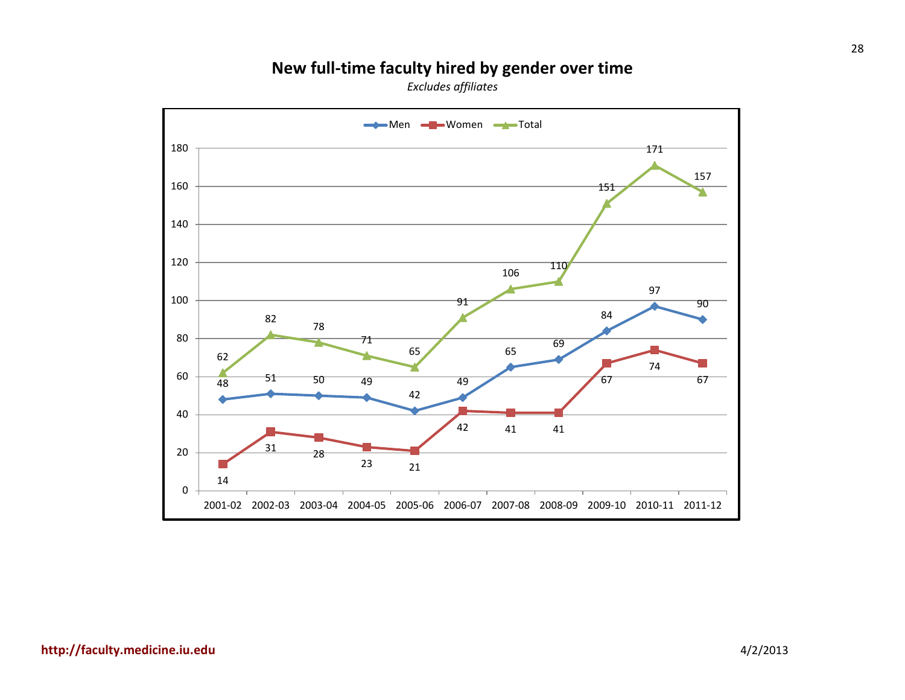# New full-time faculty hired by gender over time

*Excludes affiliates*

| Year | Men | Women | Total |
|---|---|---|---|
| 2001-02 | 48 | 14 | 62 |
| 2002-03 | 51 | 31 | 82 |
| 2003-04 | 50 | 28 | 78 |
| 2004-05 | 49 | 23 | 71 |
| 2005-06 | 42 | 21 | 65 |
| 2006-07 | 49 | 42 | 91 |
| 2007-08 | 65 | 41 | 106 |
| 2008-09 | 69 | 41 | 110 |
| 2009-10 | 84 | 67 | 151 |
| 2010-11 | 97 | 74 | 171 |
| 2011-12 | 90 | 67 | 157 |

http://faculty.medicine.iu.edu

4/2/2013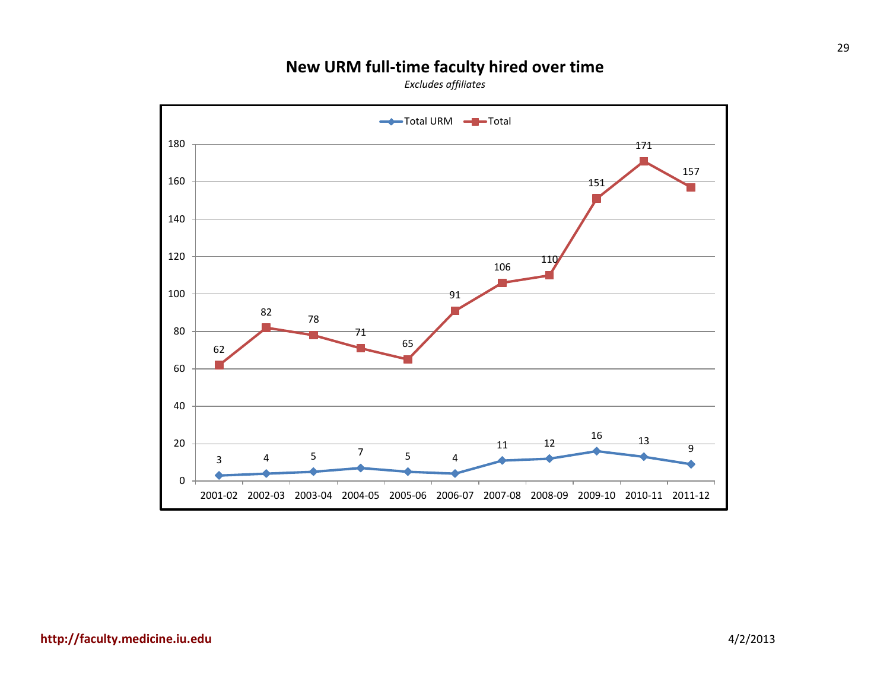# New URM full-time faculty hired over time

*Excludes affiliates*

| Year | Total URM | Total |
|---|---|---|
| 2001-02 | 3 | 62 |
| 2002-03 | 4 | 82 |
| 2003-04 | 5 | 78 |
| 2004-05 | 7 | 71 |
| 2005-06 | 5 | 65 |
| 2006-07 | 4 | 91 |
| 2007-08 | 11 | 106 |
| 2008-09 | 12 | 110 |
| 2009-10 | 16 | 151 |
| 2010-11 | 13 | 171 |
| 2011-12 | 9 | 157 |

**http://faculty.medicine.iu.edu**

4/2/2013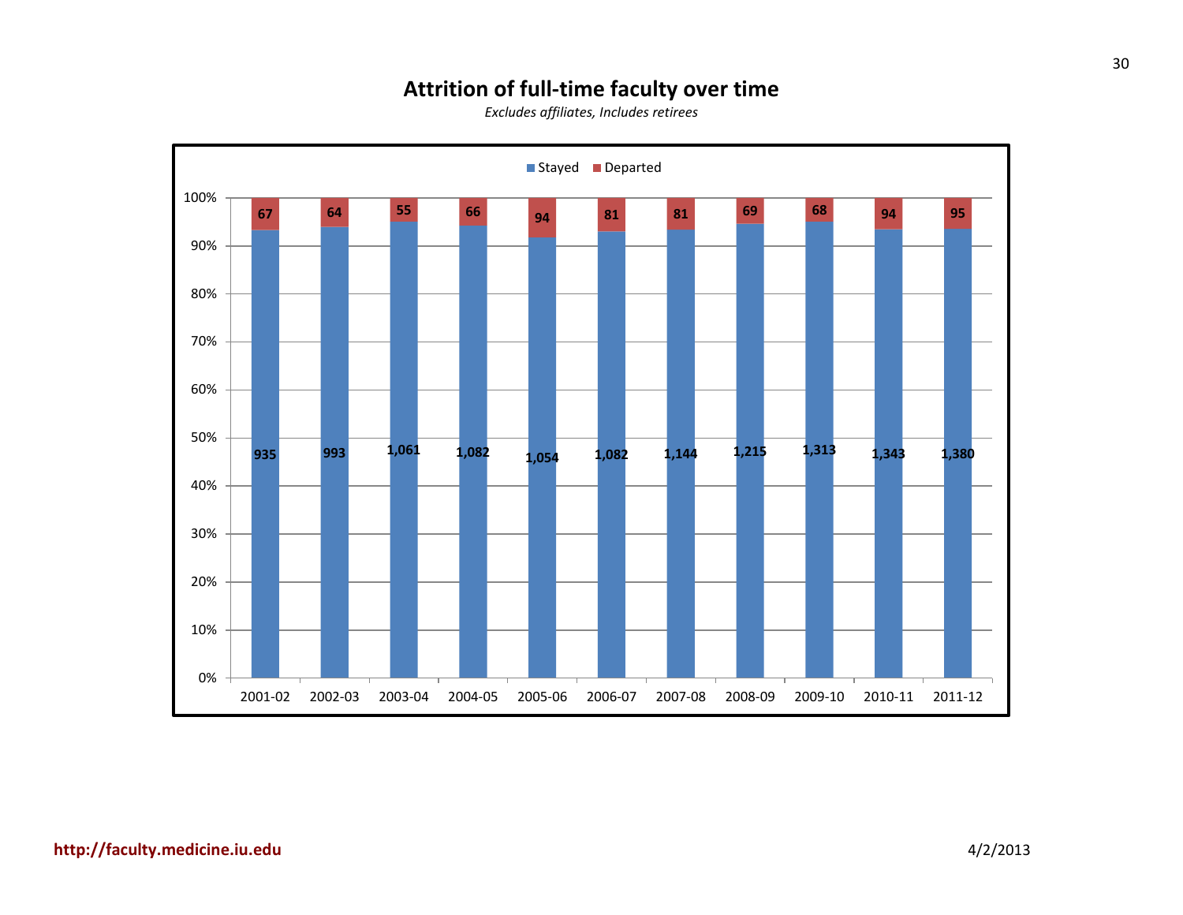# Attrition of full-time faculty over time

*Excludes affiliates, Includes retirees*

| Year | Stayed | Departed |
|---|---|---|
| 2001-02 | 935 | 67 |
| 2002-03 | 993 | 64 |
| 2003-04 | 1,061 | 55 |
| 2004-05 | 1,082 | 66 |
| 2005-06 | 1,054 | 94 |
| 2006-07 | 1,082 | 81 |
| 2007-08 | 1,144 | 81 |
| 2008-09 | 1,215 | 69 |
| 2009-10 | 1,313 | 68 |
| 2010-11 | 1,343 | 94 |
| 2011-12 | 1,380 | 95 |

**http://faculty.medicine.iu.edu**

4/2/2013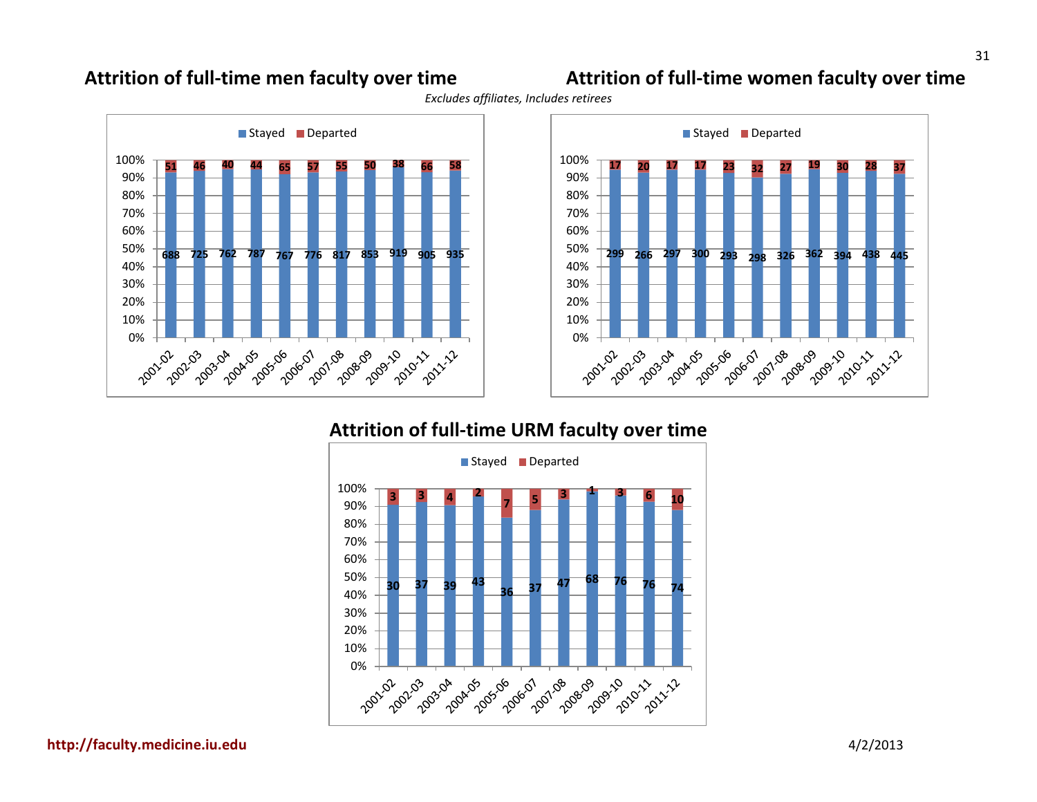## Attrition of full-time men faculty over time

## Attrition of full-time women faculty over time

*Excludes affiliates, Includes retirees*

**Attrition of full-time men faculty over time**

| Year | Stayed | Departed |
|---|---|---|
| 2001-02 | 688 | 51 |
| 2002-03 | 725 | 46 |
| 2003-04 | 762 | 40 |
| 2004-05 | 787 | 44 |
| 2005-06 | 767 | 65 |
| 2006-07 | 776 | 57 |
| 2007-08 | 817 | 55 |
| 2008-09 | 853 | 50 |
| 2009-10 | 919 | 38 |
| 2010-11 | 905 | 66 |
| 2011-12 | 935 | 58 |

**Attrition of full-time women faculty over time**

| Year | Stayed | Departed |
|---|---|---|
| 2001-02 | 299 | 17 |
| 2002-03 | 266 | 20 |
| 2003-04 | 297 | 17 |
| 2004-05 | 300 | 17 |
| 2005-06 | 293 | 23 |
| 2006-07 | 298 | 32 |
| 2007-08 | 326 | 27 |
| 2008-09 | 362 | 19 |
| 2009-10 | 394 | 30 |
| 2010-11 | 438 | 28 |
| 2011-12 | 445 | 37 |

## Attrition of full-time URM faculty over time

| Year | Stayed | Departed |
|---|---|---|
| 2001-02 | 30 | 3 |
| 2002-03 | 37 | 3 |
| 2003-04 | 39 | 4 |
| 2004-05 | 43 | 2 |
| 2005-06 | 36 | 7 |
| 2006-07 | 37 | 5 |
| 2007-08 | 47 | 3 |
| 2008-09 | 68 | 1 |
| 2009-10 | 76 | 3 |
| 2010-11 | 76 | 6 |
| 2011-12 | 74 | 10 |

**http://faculty.medicine.iu.edu**

4/2/2013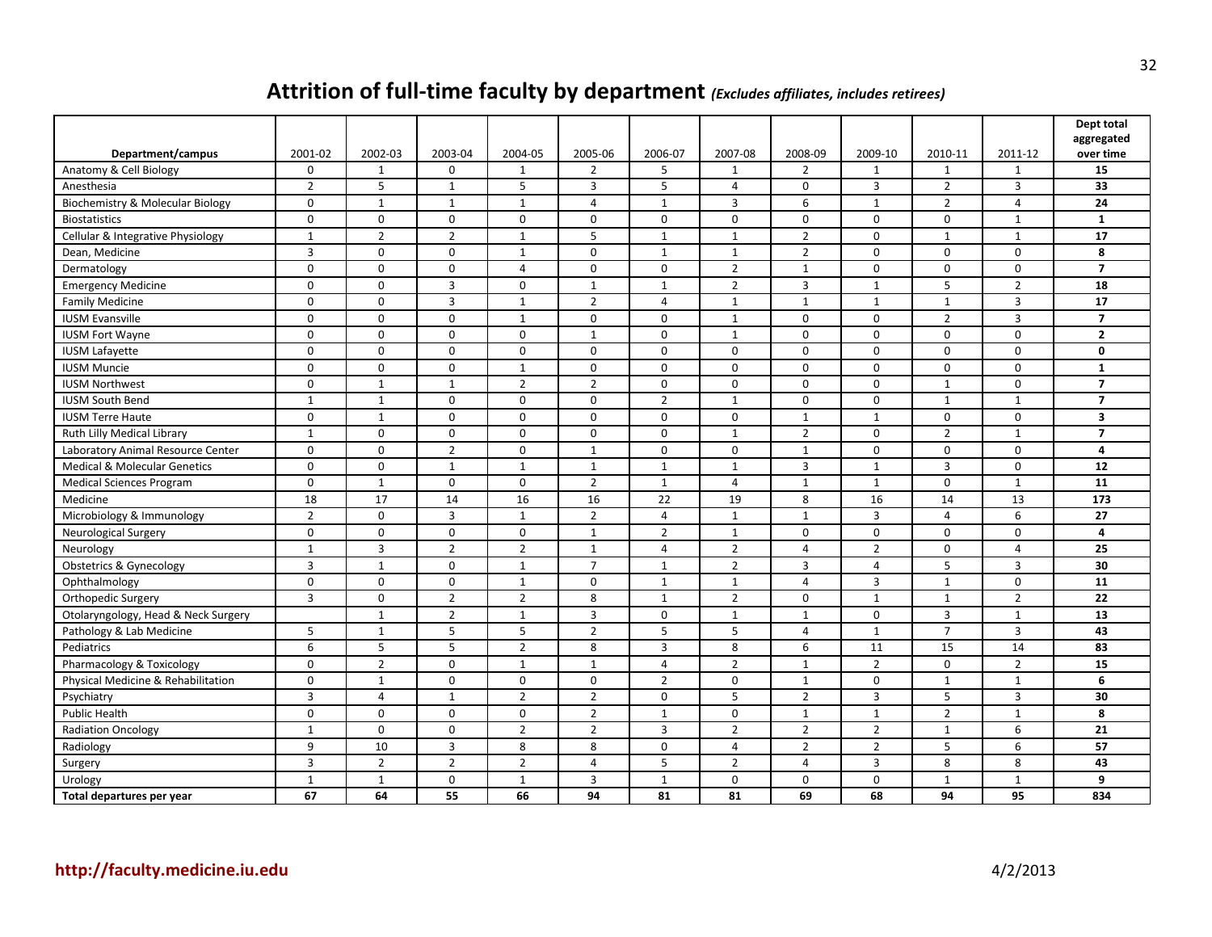# Attrition of full-time faculty by department *(Excludes affiliates, includes retirees)*

| Department/campus | 2001-02 | 2002-03 | 2003-04 | 2004-05 | 2005-06 | 2006-07 | 2007-08 | 2008-09 | 2009-10 | 2010-11 | 2011-12 | Dept total aggregated over time |
|---|---|---|---|---|---|---|---|---|---|---|---|---|
| Anatomy & Cell Biology | 0 | 1 | 0 | 1 | 2 | 5 | 1 | 2 | 1 | 1 | 1 | **15** |
| Anesthesia | 2 | 5 | 1 | 5 | 3 | 5 | 4 | 0 | 3 | 2 | 3 | **33** |
| Biochemistry & Molecular Biology | 0 | 1 | 1 | 1 | 4 | 1 | 3 | 6 | 1 | 2 | 4 | **24** |
| Biostatistics | 0 | 0 | 0 | 0 | 0 | 0 | 0 | 0 | 0 | 0 | 1 | **1** |
| Cellular & Integrative Physiology | 1 | 2 | 2 | 1 | 5 | 1 | 1 | 2 | 0 | 1 | 1 | **17** |
| Dean, Medicine | 3 | 0 | 0 | 1 | 0 | 1 | 1 | 2 | 0 | 0 | 0 | **8** |
| Dermatology | 0 | 0 | 0 | 4 | 0 | 0 | 2 | 1 | 0 | 0 | 0 | **7** |
| Emergency Medicine | 0 | 0 | 3 | 0 | 1 | 1 | 2 | 3 | 1 | 5 | 2 | **18** |
| Family Medicine | 0 | 0 | 3 | 1 | 2 | 4 | 1 | 1 | 1 | 1 | 3 | **17** |
| IUSM Evansville | 0 | 0 | 0 | 1 | 0 | 0 | 1 | 0 | 0 | 2 | 3 | **7** |
| IUSM Fort Wayne | 0 | 0 | 0 | 0 | 1 | 0 | 1 | 0 | 0 | 0 | 0 | **2** |
| IUSM Lafayette | 0 | 0 | 0 | 0 | 0 | 0 | 0 | 0 | 0 | 0 | 0 | **0** |
| IUSM Muncie | 0 | 0 | 0 | 1 | 0 | 0 | 0 | 0 | 0 | 0 | 0 | **1** |
| IUSM Northwest | 0 | 1 | 1 | 2 | 2 | 0 | 0 | 0 | 0 | 1 | 0 | **7** |
| IUSM South Bend | 1 | 1 | 0 | 0 | 0 | 2 | 1 | 0 | 0 | 1 | 1 | **7** |
| IUSM Terre Haute | 0 | 1 | 0 | 0 | 0 | 0 | 0 | 1 | 1 | 0 | 0 | **3** |
| Ruth Lilly Medical Library | 1 | 0 | 0 | 0 | 0 | 0 | 1 | 2 | 0 | 2 | 1 | **7** |
| Laboratory Animal Resource Center | 0 | 0 | 2 | 0 | 1 | 0 | 0 | 1 | 0 | 0 | 0 | **4** |
| Medical & Molecular Genetics | 0 | 0 | 1 | 1 | 1 | 1 | 1 | 3 | 1 | 3 | 0 | **12** |
| Medical Sciences Program | 0 | 1 | 0 | 0 | 2 | 1 | 4 | 1 | 1 | 0 | 1 | **11** |
| Medicine | 18 | 17 | 14 | 16 | 16 | 22 | 19 | 8 | 16 | 14 | 13 | **173** |
| Microbiology & Immunology | 2 | 0 | 3 | 1 | 2 | 4 | 1 | 1 | 3 | 4 | 6 | **27** |
| Neurological Surgery | 0 | 0 | 0 | 0 | 1 | 2 | 1 | 0 | 0 | 0 | 0 | **4** |
| Neurology | 1 | 3 | 2 | 2 | 1 | 4 | 2 | 4 | 2 | 0 | 4 | **25** |
| Obstetrics & Gynecology | 3 | 1 | 0 | 1 | 7 | 1 | 2 | 3 | 4 | 5 | 3 | **30** |
| Ophthalmology | 0 | 0 | 0 | 1 | 0 | 1 | 1 | 4 | 3 | 1 | 0 | **11** |
| Orthopedic Surgery | 3 | 0 | 2 | 2 | 8 | 1 | 2 | 0 | 1 | 1 | 2 | **22** |
| Otolaryngology, Head & Neck Surgery | | 1 | 2 | 1 | 3 | 0 | 1 | 1 | 0 | 3 | 1 | **13** |
| Pathology & Lab Medicine | 5 | 1 | 5 | 5 | 2 | 5 | 5 | 4 | 1 | 7 | 3 | **43** |
| Pediatrics | 6 | 5 | 5 | 2 | 8 | 3 | 8 | 6 | 11 | 15 | 14 | **83** |
| Pharmacology & Toxicology | 0 | 2 | 0 | 1 | 1 | 4 | 2 | 1 | 2 | 0 | 2 | **15** |
| Physical Medicine & Rehabilitation | 0 | 1 | 0 | 0 | 0 | 2 | 0 | 1 | 0 | 1 | 1 | **6** |
| Psychiatry | 3 | 4 | 1 | 2 | 2 | 0 | 5 | 2 | 3 | 5 | 3 | **30** |
| Public Health | 0 | 0 | 0 | 0 | 2 | 1 | 0 | 1 | 1 | 2 | 1 | **8** |
| Radiation Oncology | 1 | 0 | 0 | 2 | 2 | 3 | 2 | 2 | 2 | 1 | 6 | **21** |
| Radiology | 9 | 10 | 3 | 8 | 8 | 0 | 4 | 2 | 2 | 5 | 6 | **57** |
| Surgery | 3 | 2 | 2 | 2 | 4 | 5 | 2 | 4 | 3 | 8 | 8 | **43** |
| Urology | 1 | 1 | 0 | 1 | 3 | 1 | 0 | 0 | 0 | 1 | 1 | **9** |
| **Total departures per year** | **67** | **64** | **55** | **66** | **94** | **81** | **81** | **69** | **68** | **94** | **95** | **834** |

**http://faculty.medicine.iu.edu** 4/2/2013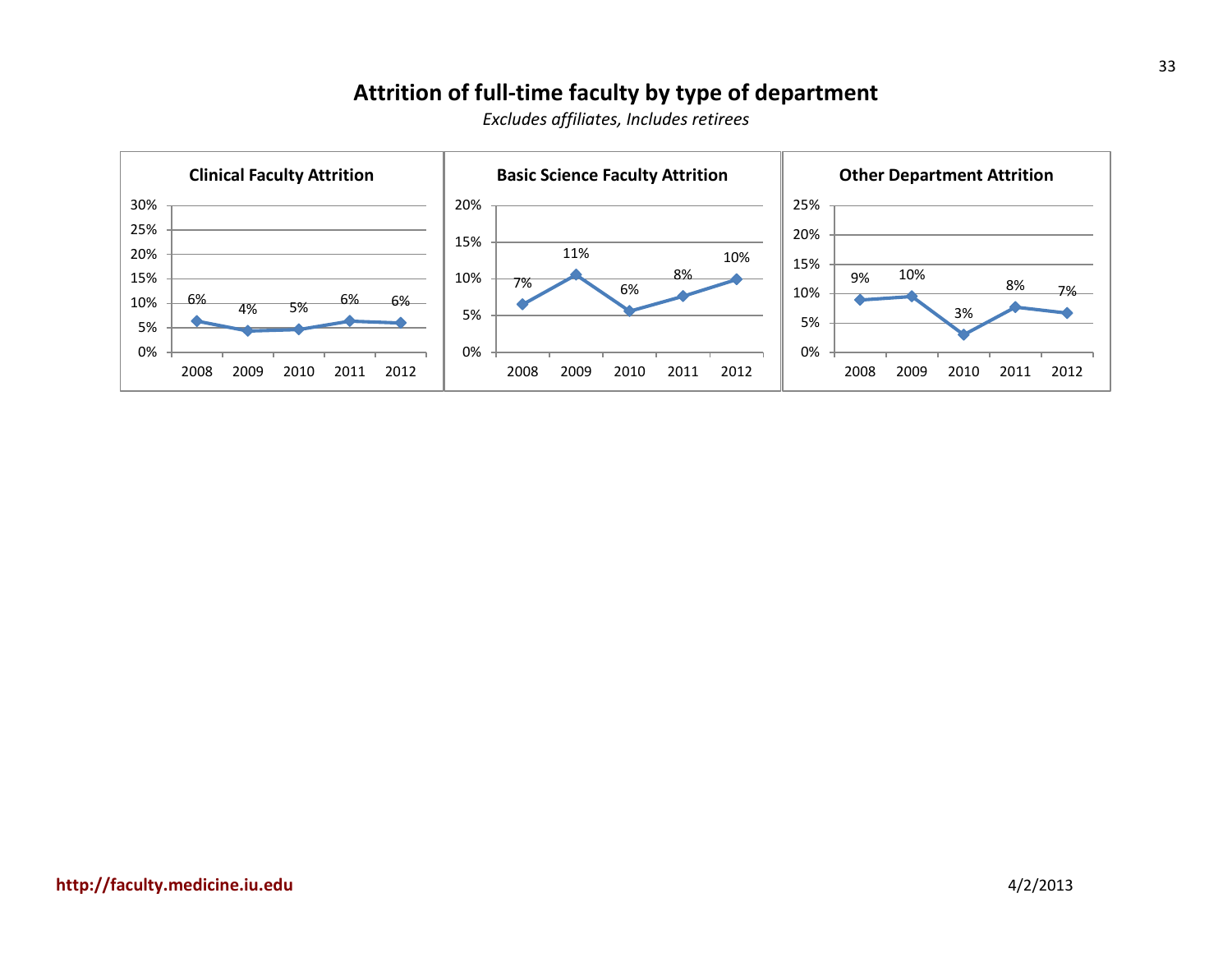# Attrition of full-time faculty by type of department

*Excludes affiliates, Includes retirees*

### Clinical Faculty Attrition

| Year | 2008 | 2009 | 2010 | 2011 | 2012 |
|---|---|---|---|---|---|
| Attrition | 6% | 4% | 5% | 6% | 6% |

### Basic Science Faculty Attrition

| Year | 2008 | 2009 | 2010 | 2011 | 2012 |
|---|---|---|---|---|---|
| Attrition | 7% | 11% | 6% | 8% | 10% |

### Other Department Attrition

| Year | 2008 | 2009 | 2010 | 2011 | 2012 |
|---|---|---|---|---|---|
| Attrition | 9% | 10% | 3% | 8% | 7% |

**http://faculty.medicine.iu.edu**

4/2/2013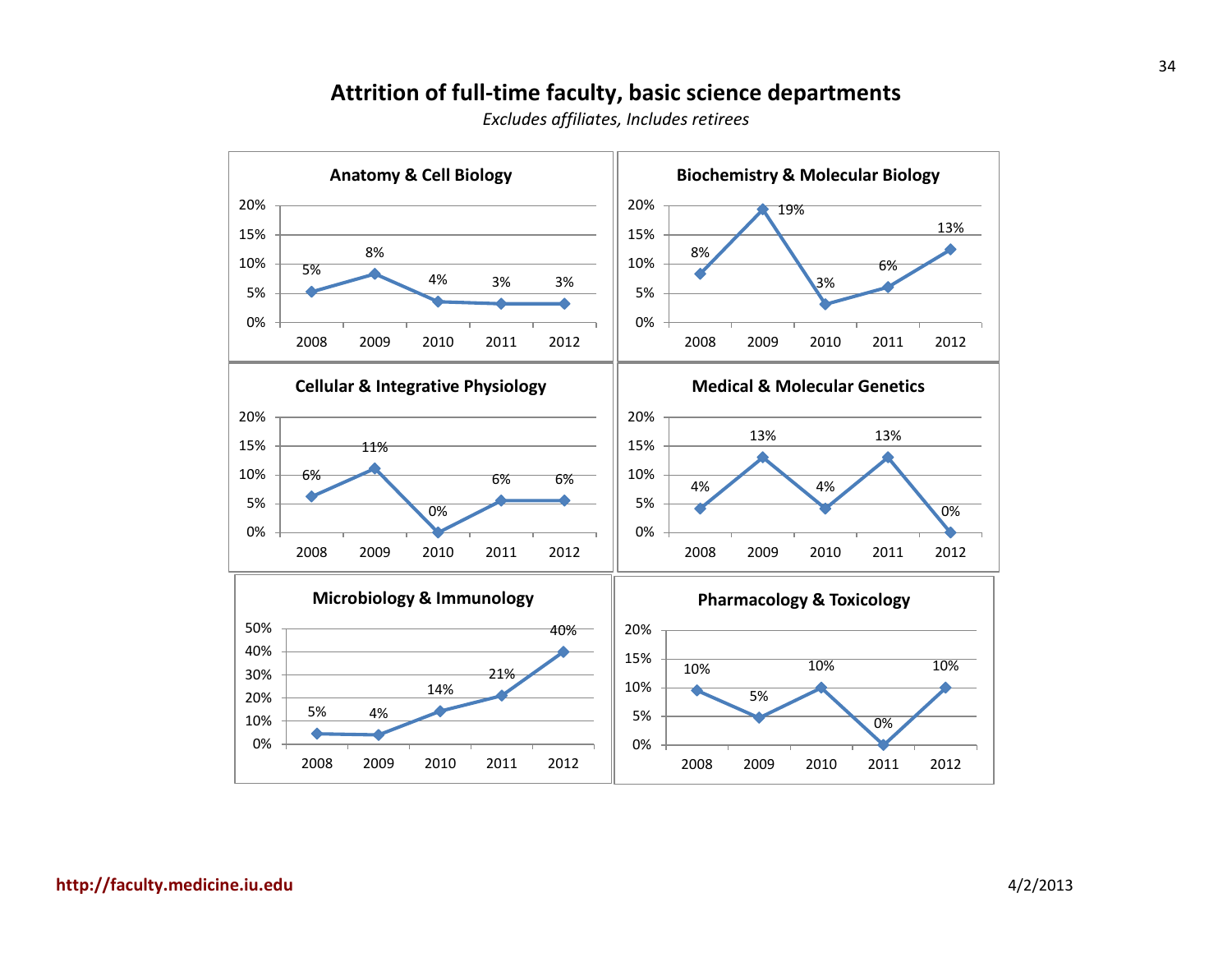# Attrition of full-time faculty, basic science departments

*Excludes affiliates, Includes retirees*

### Anatomy & Cell Biology

| Year | 2008 | 2009 | 2010 | 2011 | 2012 |
|---|---|---|---|---|---|
| Attrition | 5% | 8% | 4% | 3% | 3% |

### Biochemistry & Molecular Biology

| Year | 2008 | 2009 | 2010 | 2011 | 2012 |
|---|---|---|---|---|---|
| Attrition | 8% | 19% | 3% | 6% | 13% |

### Cellular & Integrative Physiology

| Year | 2008 | 2009 | 2010 | 2011 | 2012 |
|---|---|---|---|---|---|
| Attrition | 6% | 11% | 0% | 6% | 6% |

### Medical & Molecular Genetics

| Year | 2008 | 2009 | 2010 | 2011 | 2012 |
|---|---|---|---|---|---|
| Attrition | 4% | 13% | 4% | 13% | 0% |

### Microbiology & Immunology

| Year | 2008 | 2009 | 2010 | 2011 | 2012 |
|---|---|---|---|---|---|
| Attrition | 5% | 4% | 14% | 21% | 40% |

### Pharmacology & Toxicology

| Year | 2008 | 2009 | 2010 | 2011 | 2012 |
|---|---|---|---|---|---|
| Attrition | 10% | 5% | 10% | 0% | 10% |

**http://faculty.medicine.iu.edu** 4/2/2013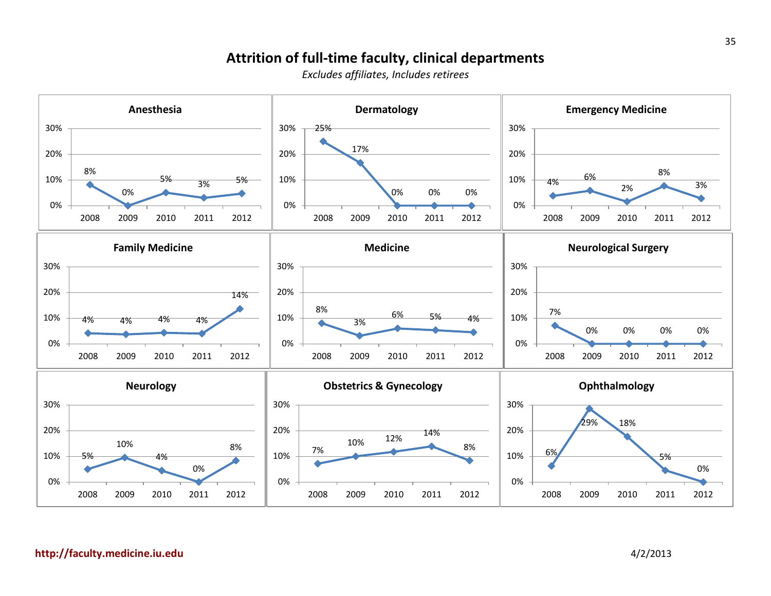# Attrition of full-time faculty, clinical departments

*Excludes affiliates, Includes retirees*

### Anesthesia

| 2008 | 2009 | 2010 | 2011 | 2012 |
|---|---|---|---|---|
| 8% | 0% | 5% | 3% | 5% |

### Dermatology

| 2008 | 2009 | 2010 | 2011 | 2012 |
|---|---|---|---|---|
| 25% | 17% | 0% | 0% | 0% |

### Emergency Medicine

| 2008 | 2009 | 2010 | 2011 | 2012 |
|---|---|---|---|---|
| 4% | 6% | 2% | 8% | 3% |

### Family Medicine

| 2008 | 2009 | 2010 | 2011 | 2012 |
|---|---|---|---|---|
| 4% | 4% | 4% | 4% | 14% |

### Medicine

| 2008 | 2009 | 2010 | 2011 | 2012 |
|---|---|---|---|---|
| 8% | 3% | 6% | 5% | 4% |

### Neurological Surgery

| 2008 | 2009 | 2010 | 2011 | 2012 |
|---|---|---|---|---|
| 7% | 0% | 0% | 0% | 0% |

### Neurology

| 2008 | 2009 | 2010 | 2011 | 2012 |
|---|---|---|---|---|
| 5% | 10% | 4% | 0% | 8% |

### Obstetrics & Gynecology

| 2008 | 2009 | 2010 | 2011 | 2012 |
|---|---|---|---|---|
| 7% | 10% | 12% | 14% | 8% |

### Ophthalmology

| 2008 | 2009 | 2010 | 2011 | 2012 |
|---|---|---|---|---|
| 6% | 29% | 18% | 5% | 0% |

http://faculty.medicine.iu.edu

4/2/2013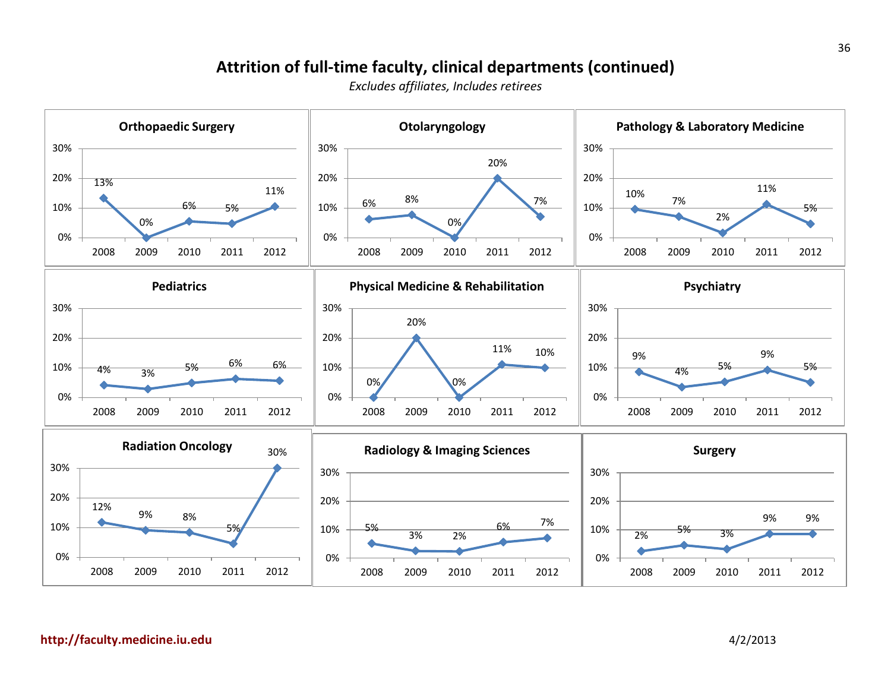# Attrition of full-time faculty, clinical departments (continued)

*Excludes affiliates, Includes retirees*

### Orthopaedic Surgery

| 2008 | 2009 | 2010 | 2011 | 2012 |
|---|---|---|---|---|
| 13% | 0% | 6% | 5% | 11% |

### Otolaryngology

| 2008 | 2009 | 2010 | 2011 | 2012 |
|---|---|---|---|---|
| 6% | 8% | 0% | 20% | 7% |

### Pathology & Laboratory Medicine

| 2008 | 2009 | 2010 | 2011 | 2012 |
|---|---|---|---|---|
| 10% | 7% | 2% | 11% | 5% |

### Pediatrics

| 2008 | 2009 | 2010 | 2011 | 2012 |
|---|---|---|---|---|
| 4% | 3% | 5% | 6% | 6% |

### Physical Medicine & Rehabilitation

| 2008 | 2009 | 2010 | 2011 | 2012 |
|---|---|---|---|---|
| 0% | 20% | 0% | 11% | 10% |

### Psychiatry

| 2008 | 2009 | 2010 | 2011 | 2012 |
|---|---|---|---|---|
| 9% | 4% | 5% | 9% | 5% |

### Radiation Oncology

| 2008 | 2009 | 2010 | 2011 | 2012 |
|---|---|---|---|---|
| 12% | 9% | 8% | 5% | 30% |

### Radiology & Imaging Sciences

| 2008 | 2009 | 2010 | 2011 | 2012 |
|---|---|---|---|---|
| 5% | 3% | 2% | 6% | 7% |

### Surgery

| 2008 | 2009 | 2010 | 2011 | 2012 |
|---|---|---|---|---|
| 2% | 5% | 3% | 9% | 9% |

http://faculty.medicine.iu.edu

4/2/2013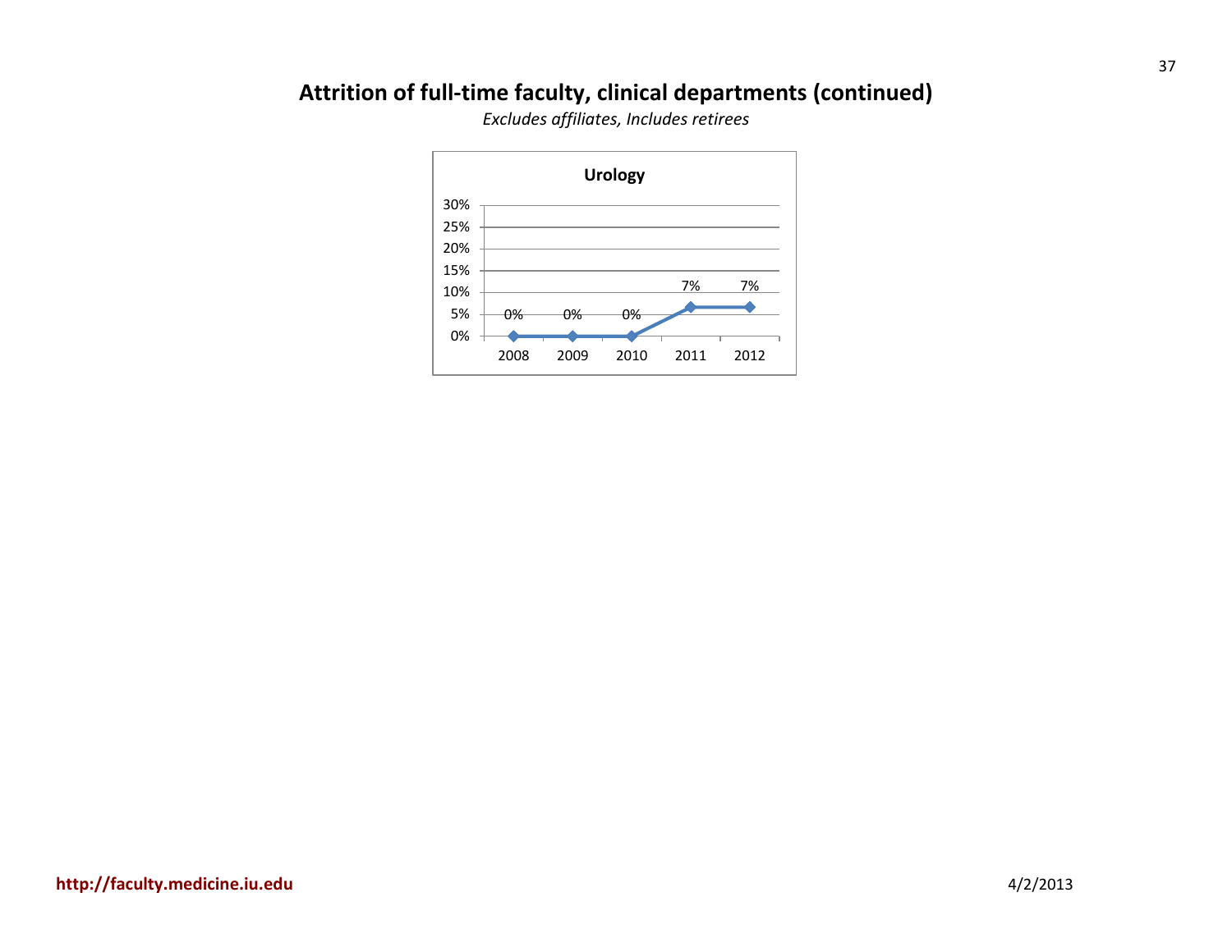# Attrition of full-time faculty, clinical departments (continued)

*Excludes affiliates, Includes retirees*

**Urology**

| Year | Attrition |
|---|---|
| 2008 | 0% |
| 2009 | 0% |
| 2010 | 0% |
| 2011 | 7% |
| 2012 | 7% |

**http://faculty.medicine.iu.edu**

4/2/2013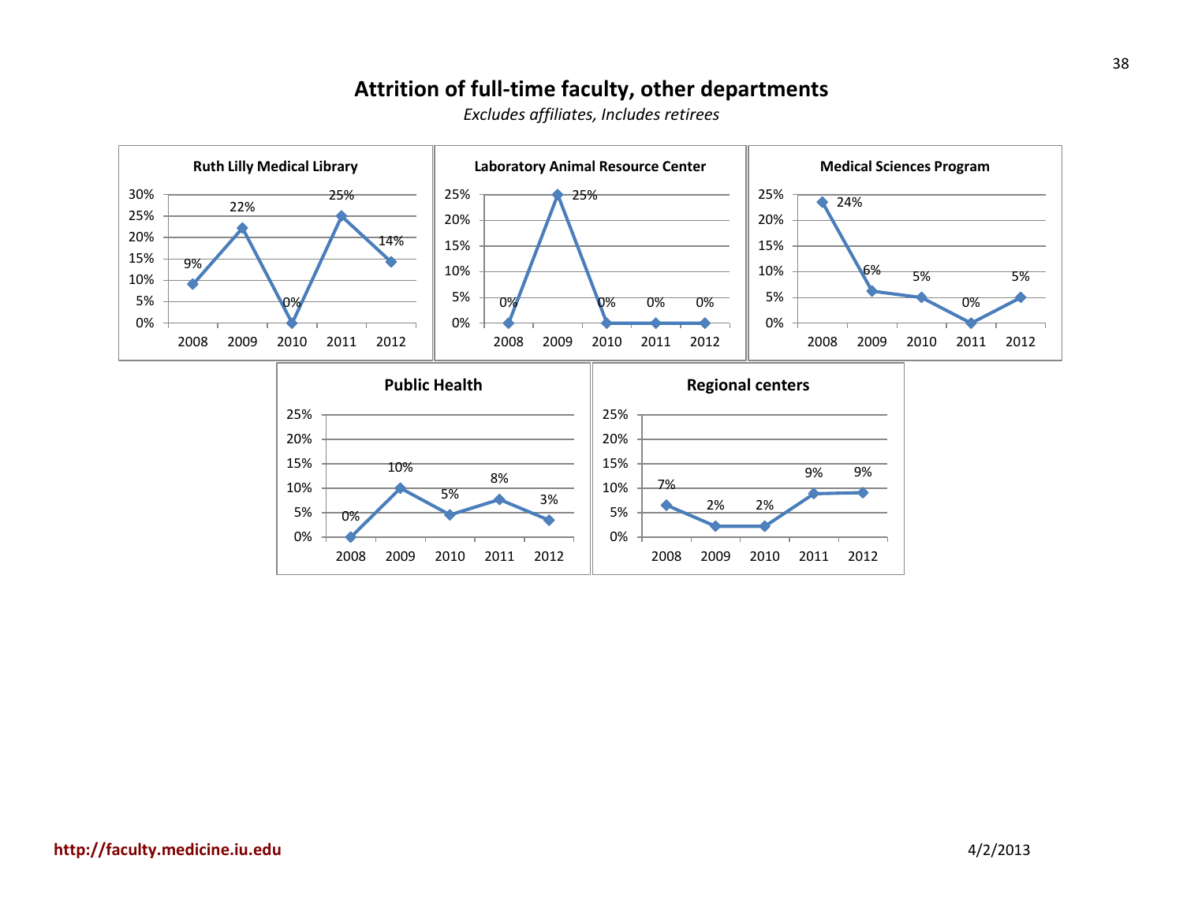# Attrition of full-time faculty, other departments

*Excludes affiliates, Includes retirees*

### Ruth Lilly Medical Library

| 2008 | 2009 | 2010 | 2011 | 2012 |
|---|---|---|---|---|
| 9% | 22% | 0% | 25% | 14% |

### Laboratory Animal Resource Center

| 2008 | 2009 | 2010 | 2011 | 2012 |
|---|---|---|---|---|
| 0% | 25% | 0% | 0% | 0% |

### Medical Sciences Program

| 2008 | 2009 | 2010 | 2011 | 2012 |
|---|---|---|---|---|
| 24% | 6% | 5% | 0% | 5% |

### Public Health

| 2008 | 2009 | 2010 | 2011 | 2012 |
|---|---|---|---|---|
| 0% | 10% | 5% | 8% | 3% |

### Regional centers

| 2008 | 2009 | 2010 | 2011 | 2012 |
|---|---|---|---|---|
| 7% | 2% | 2% | 9% | 9% |

**http://faculty.medicine.iu.edu**

4/2/2013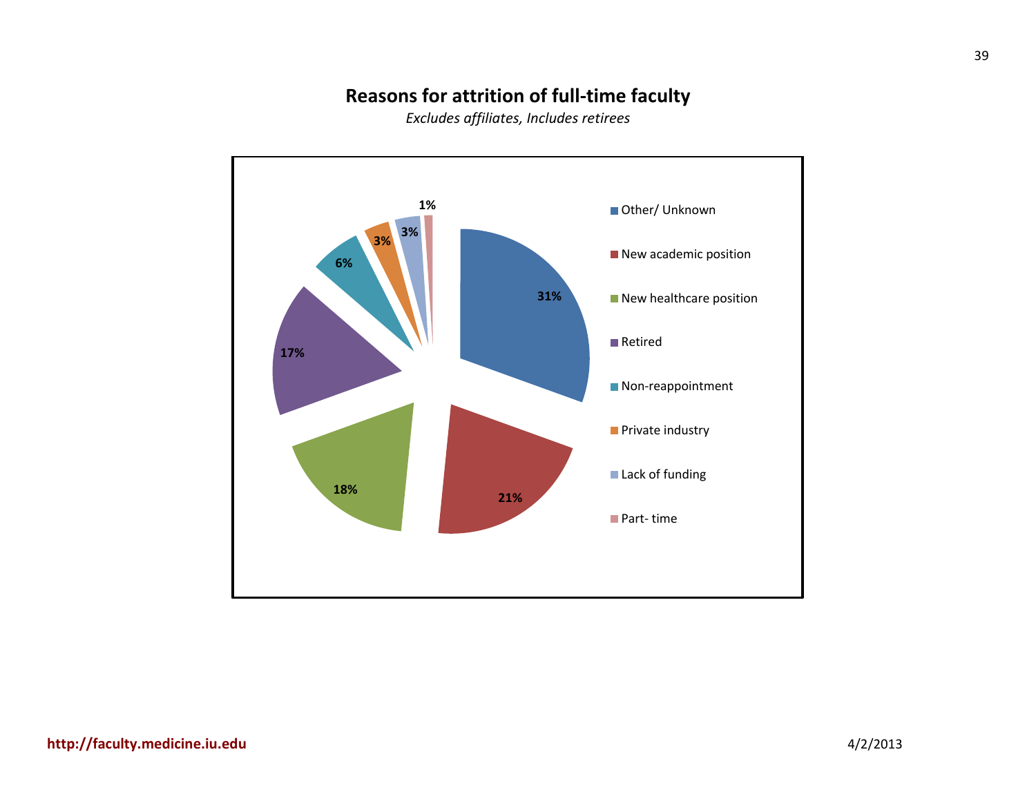## Reasons for attrition of full-time faculty

*Excludes affiliates, Includes retirees*

| Reason | Percentage |
|---|---|
| Other/ Unknown | 31% |
| New academic position | 21% |
| New healthcare position | 18% |
| Retired | 17% |
| Non-reappointment | 6% |
| Private industry | 3% |
| Lack of funding | 3% |
| Part- time | 1% |

**http://faculty.medicine.iu.edu**

4/2/2013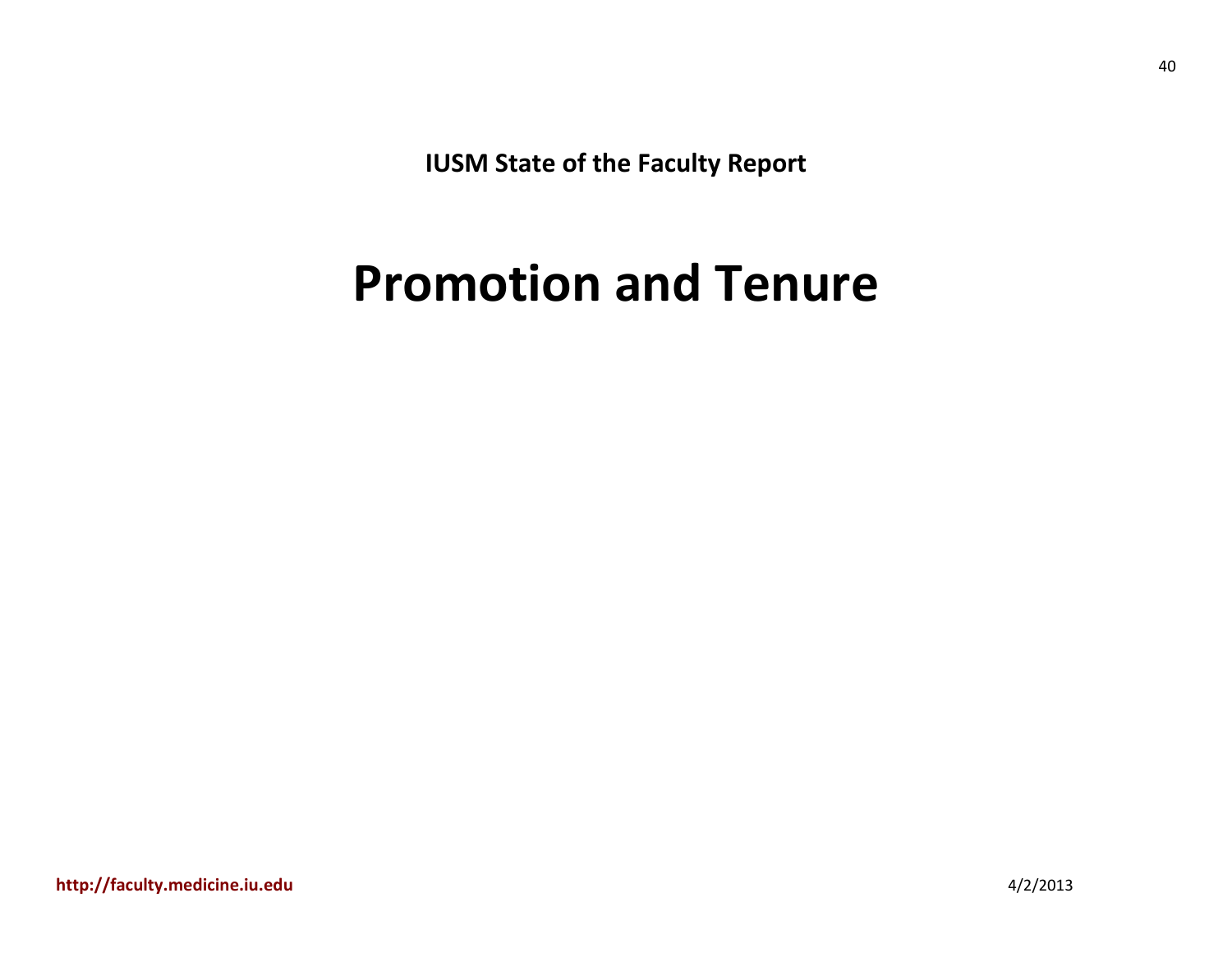# Promotion and Tenure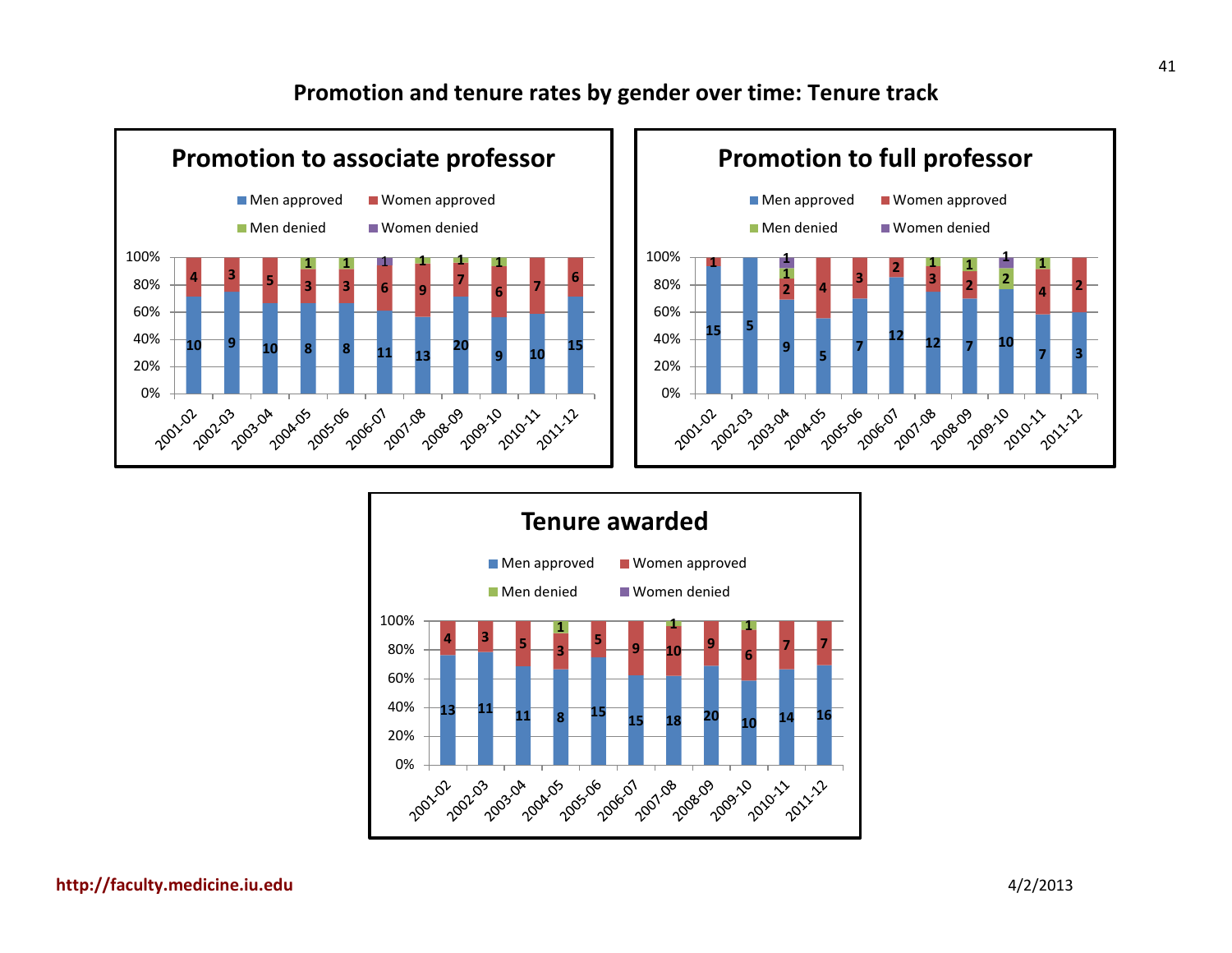# Promotion and tenure rates by gender over time: Tenure track

## Promotion to associate professor

| Year | Men approved | Women approved | Men denied | Women denied |
|---|---|---|---|---|
| 2001-02 | 10 | 4 | | |
| 2002-03 | 9 | 3 | | |
| 2003-04 | 10 | 5 | | |
| 2004-05 | 8 | 3 | 1 | |
| 2005-06 | 8 | 3 | 1 | |
| 2006-07 | 11 | 6 | | 1 |
| 2007-08 | 13 | 9 | 1 | |
| 2008-09 | 20 | 7 | 1 | |
| 2009-10 | 9 | 6 | 1 | |
| 2010-11 | 10 | 7 | | |
| 2011-12 | 15 | 6 | | |

## Promotion to full professor

| Year | Men approved | Women approved | Men denied | Women denied |
|---|---|---|---|---|
| 2001-02 | 15 | 1 | | |
| 2002-03 | 5 | | | |
| 2003-04 | 9 | 2 | 1 | 1 |
| 2004-05 | 5 | 4 | | |
| 2005-06 | 7 | 3 | | |
| 2006-07 | 12 | 2 | | |
| 2007-08 | 12 | 3 | 1 | |
| 2008-09 | 7 | 2 | 1 | |
| 2009-10 | 10 | | 2 | 1 |
| 2010-11 | 7 | 4 | 1 | |
| 2011-12 | 3 | 2 | | |

## Tenure awarded

| Year | Men approved | Women approved | Men denied | Women denied |
|---|---|---|---|---|
| 2001-02 | 13 | 4 | | |
| 2002-03 | 11 | 3 | | |
| 2003-04 | 11 | 5 | | |
| 2004-05 | 8 | 3 | 1 | |
| 2005-06 | 15 | 5 | | |
| 2006-07 | 15 | 9 | | |
| 2007-08 | 18 | 10 | 1 | |
| 2008-09 | 20 | 9 | | |
| 2009-10 | 10 | 6 | 1 | |
| 2010-11 | 14 | 7 | | |
| 2011-12 | 16 | 7 | | |

http://faculty.medicine.iu.edu

4/2/2013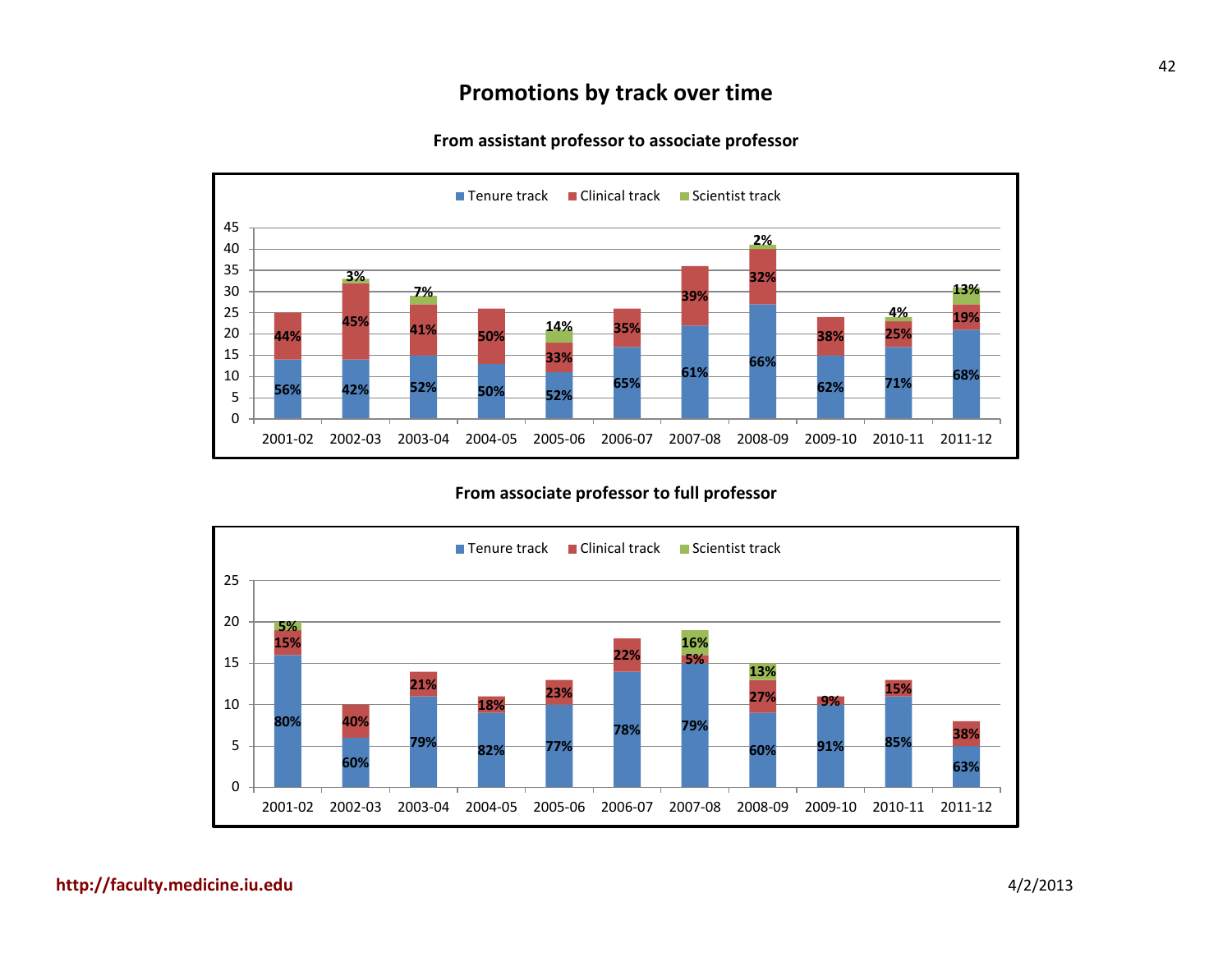# Promotions by track over time

### From assistant professor to associate professor

| Year | Tenure track | Clinical track | Scientist track |
|---|---|---|---|
| 2001-02 | 56% | 44% | |
| 2002-03 | 42% | 45% | 3% |
| 2003-04 | 52% | 41% | 7% |
| 2004-05 | 50% | 50% | |
| 2005-06 | 52% | 33% | 14% |
| 2006-07 | 65% | 35% | |
| 2007-08 | 61% | 39% | |
| 2008-09 | 66% | 32% | 2% |
| 2009-10 | 62% | 38% | |
| 2010-11 | 71% | 25% | 4% |
| 2011-12 | 68% | 19% | 13% |

### From associate professor to full professor

| Year | Tenure track | Clinical track | Scientist track |
|---|---|---|---|
| 2001-02 | 80% | 15% | 5% |
| 2002-03 | 60% | 40% | |
| 2003-04 | 79% | 21% | |
| 2004-05 | 82% | 18% | |
| 2005-06 | 77% | 23% | |
| 2006-07 | 78% | 22% | |
| 2007-08 | 79% | 5% | 16% |
| 2008-09 | 60% | 27% | 13% |
| 2009-10 | 91% | 9% | |
| 2010-11 | 85% | 15% | |
| 2011-12 | 63% | 38% | |

**http://faculty.medicine.iu.edu**

4/2/2013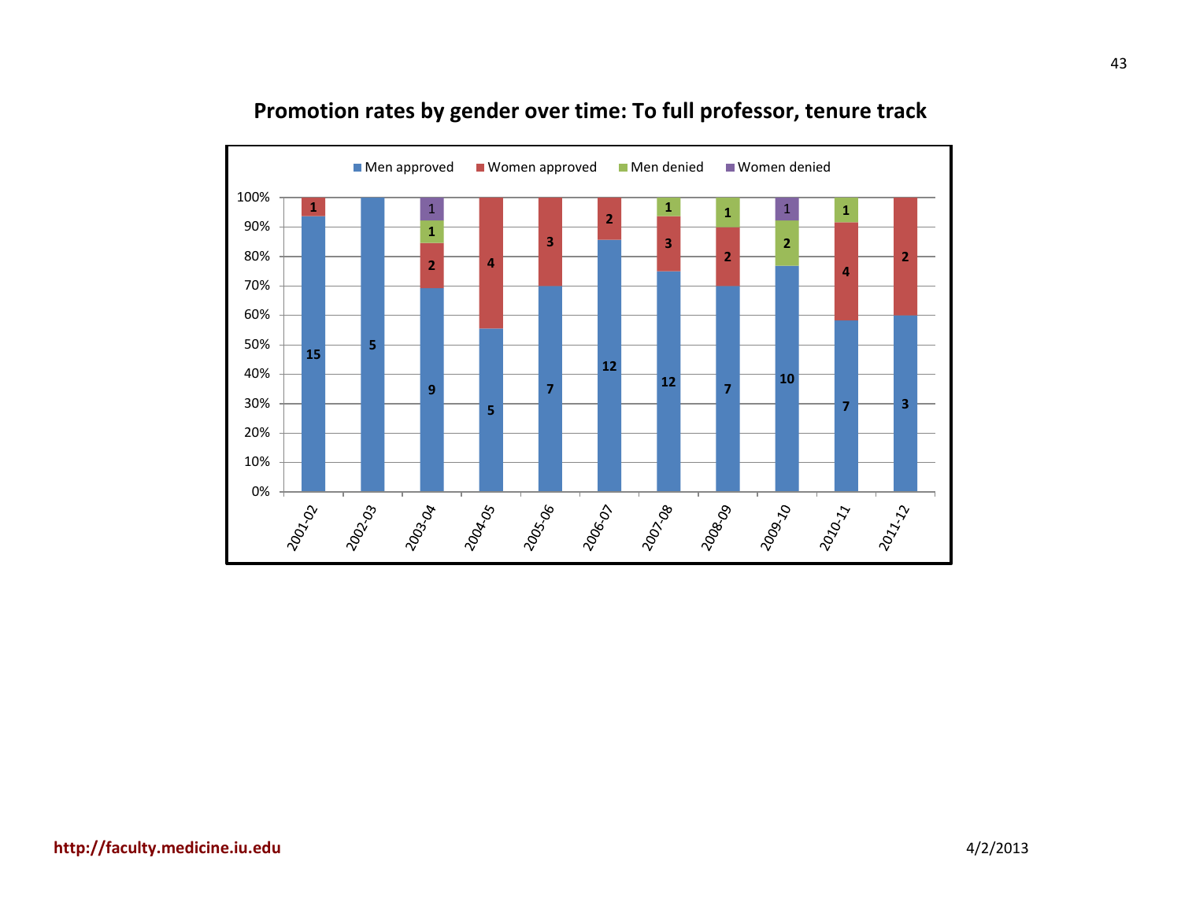# Promotion rates by gender over time: To full professor, tenure track

| Year | Men approved | Women approved | Men denied | Women denied |
|---|---|---|---|---|
| 2001-02 | 15 | 1 | | |
| 2002-03 | 5 | | | |
| 2003-04 | 9 | 2 | 1 | 1 |
| 2004-05 | 5 | 4 | | |
| 2005-06 | 7 | 3 | | |
| 2006-07 | 12 | 2 | | |
| 2007-08 | 12 | 3 | 1 | |
| 2008-09 | 7 | 2 | 1 | |
| 2009-10 | 10 | | 2 | 1 |
| 2010-11 | 7 | 4 | 1 | |
| 2011-12 | 3 | 2 | | |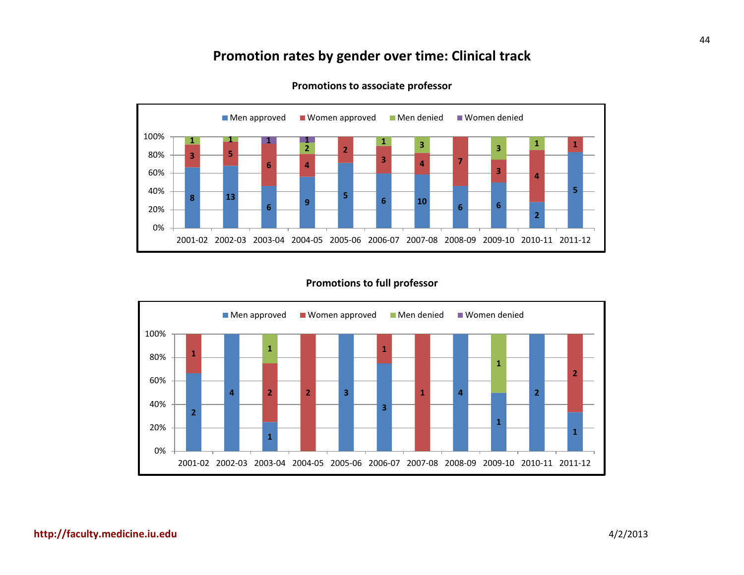# Promotion rates by gender over time: Clinical track

## Promotions to associate professor

| Year | Men approved | Women approved | Men denied | Women denied |
|---|---|---|---|---|
| 2001-02 | 8 | 3 | 1 | |
| 2002-03 | 13 | 5 | 1 | |
| 2003-04 | 6 | 6 | | 1 |
| 2004-05 | 9 | 4 | 2 | 1 |
| 2005-06 | 5 | 2 | | |
| 2006-07 | 6 | 3 | 1 | |
| 2007-08 | 10 | 4 | 3 | |
| 2008-09 | 6 | 7 | | |
| 2009-10 | 6 | 3 | 3 | |
| 2010-11 | 2 | 4 | 1 | |
| 2011-12 | 5 | 1 | | |

## Promotions to full professor

| Year | Men approved | Women approved | Men denied | Women denied |
|---|---|---|---|---|
| 2001-02 | 2 | 1 | | |
| 2002-03 | 4 | | | |
| 2003-04 | 1 | 2 | 1 | |
| 2004-05 | | 2 | | |
| 2005-06 | 3 | | | |
| 2006-07 | 3 | 1 | | |
| 2007-08 | | 1 | | |
| 2008-09 | 4 | | | |
| 2009-10 | 1 | | 1 | |
| 2010-11 | 2 | | | |
| 2011-12 | 1 | 2 | | |

http://faculty.medicine.iu.edu

4/2/2013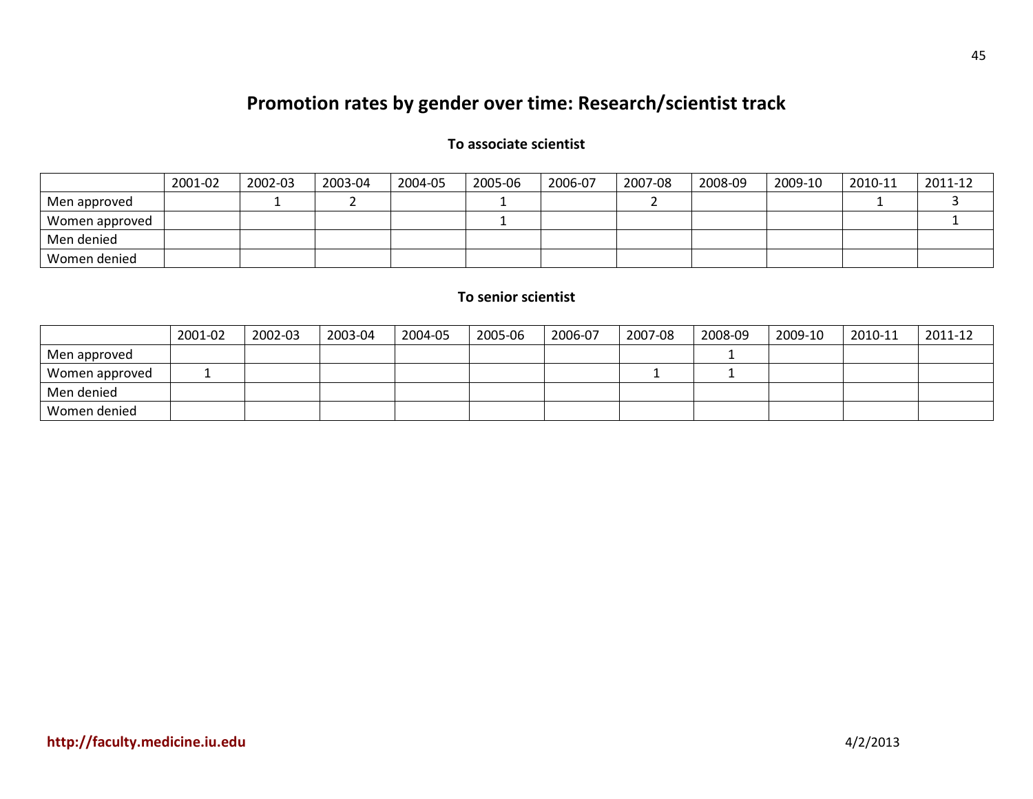# Promotion rates by gender over time: Research/scientist track

### To associate scientist

| | 2001-02 | 2002-03 | 2003-04 | 2004-05 | 2005-06 | 2006-07 | 2007-08 | 2008-09 | 2009-10 | 2010-11 | 2011-12 |
|---|---|---|---|---|---|---|---|---|---|---|---|
| Men approved | | 1 | 2 | | 1 | | 2 | | | 1 | 3 |
| Women approved | | | | | 1 | | | | | | 1 |
| Men denied | | | | | | | | | | | |
| Women denied | | | | | | | | | | | |

### To senior scientist

| | 2001-02 | 2002-03 | 2003-04 | 2004-05 | 2005-06 | 2006-07 | 2007-08 | 2008-09 | 2009-10 | 2010-11 | 2011-12 |
|---|---|---|---|---|---|---|---|---|---|---|---|
| Men approved | | | | | | | | 1 | | | |
| Women approved | 1 | | | | | | 1 | 1 | | | |
| Men denied | | | | | | | | | | | |
| Women denied | | | | | | | | | | | |

**http://faculty.medicine.iu.edu**

4/2/2013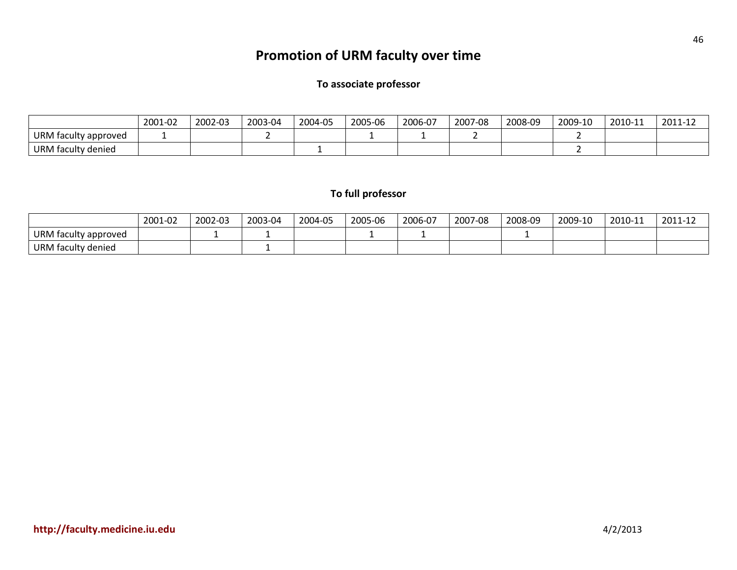# Promotion of URM faculty over time

## To associate professor

| | 2001-02 | 2002-03 | 2003-04 | 2004-05 | 2005-06 | 2006-07 | 2007-08 | 2008-09 | 2009-10 | 2010-11 | 2011-12 |
|---|---|---|---|---|---|---|---|---|---|---|---|
| URM faculty approved | 1 | | 2 | | 1 | 1 | 2 | | 2 | | |
| URM faculty denied | | | | 1 | | | | | 2 | | |

## To full professor

| | 2001-02 | 2002-03 | 2003-04 | 2004-05 | 2005-06 | 2006-07 | 2007-08 | 2008-09 | 2009-10 | 2010-11 | 2011-12 |
|---|---|---|---|---|---|---|---|---|---|---|---|
| URM faculty approved | | 1 | 1 | | 1 | 1 | | 1 | | | |
| URM faculty denied | | | 1 | | | | | | | | |

**http://faculty.medicine.iu.edu**

4/2/2013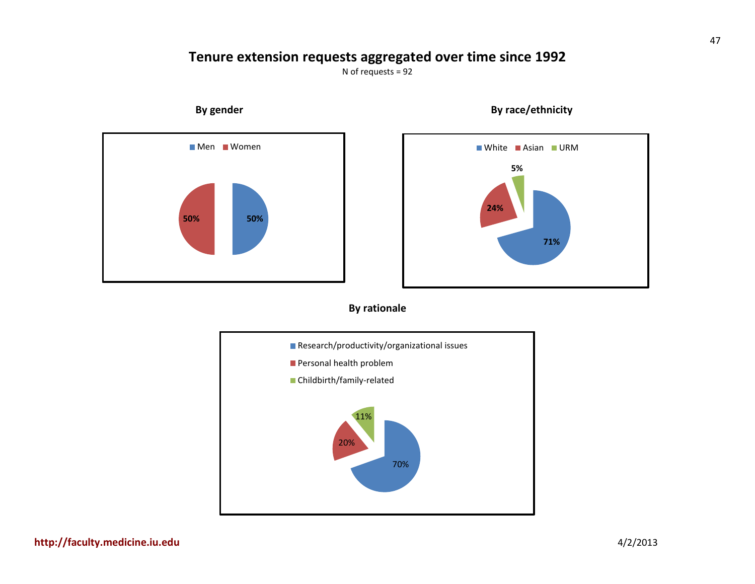# Tenure extension requests aggregated over time since 1992

N of requests = 92

### By gender

- Men: 50%
- Women: 50%

### By race/ethnicity

- White: 71%
- Asian: 24%
- URM: 5%

### By rationale

- Research/productivity/organizational issues: 70%
- Personal health problem: 20%
- Childbirth/family-related: 11%

http://faculty.medicine.iu.edu

4/2/2013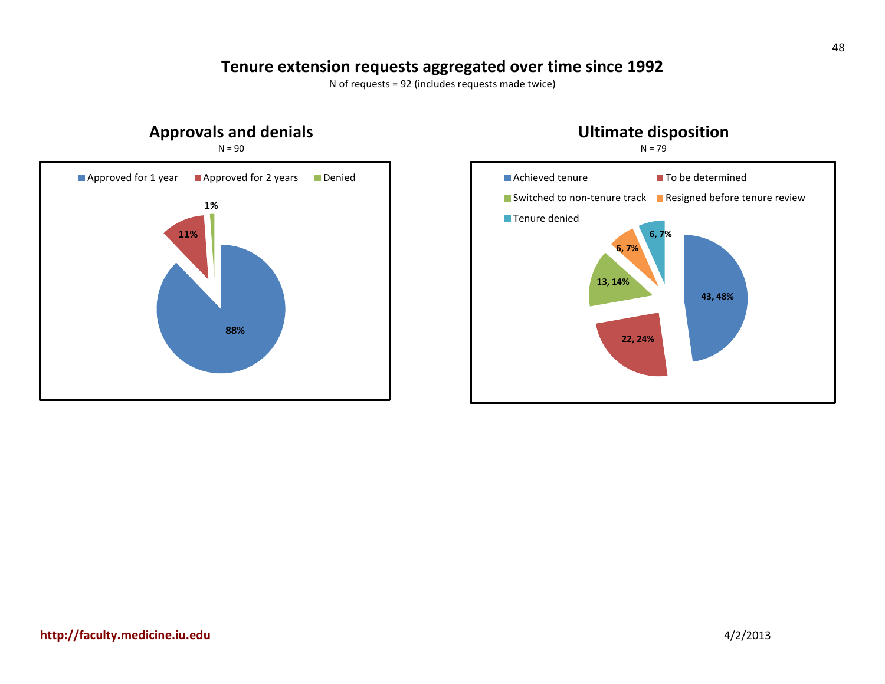# Tenure extension requests aggregated over time since 1992

N of requests = 92 (includes requests made twice)

## Approvals and denials

N = 90

| Category | Percentage |
|---|---|
| Approved for 1 year | 88% |
| Approved for 2 years | 11% |
| Denied | 1% |

## Ultimate disposition

N = 79

| Category | N, % |
|---|---|
| Achieved tenure | 43, 48% |
| To be determined | 22, 24% |
| Switched to non-tenure track | 13, 14% |
| Resigned before tenure review | 6, 7% |
| Tenure denied | 6, 7% |

http://faculty.medicine.iu.edu

4/2/2013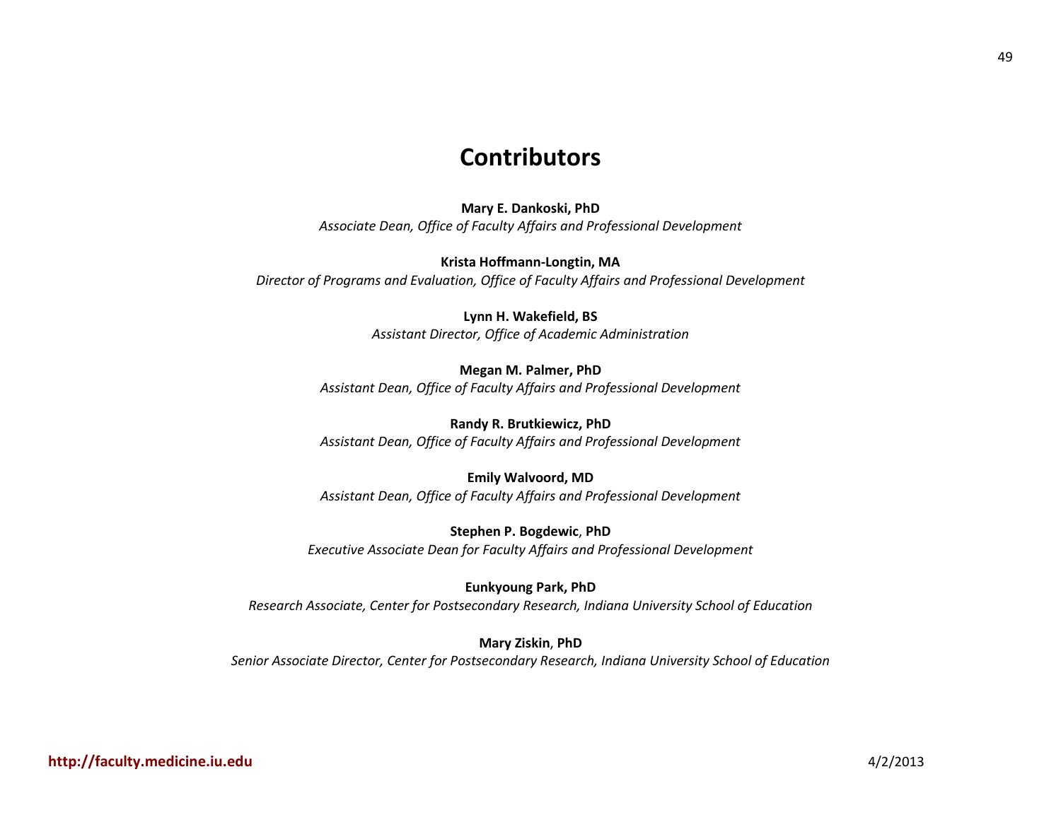# Contributors

**Mary E. Dankoski, PhD**
*Associate Dean, Office of Faculty Affairs and Professional Development*

**Krista Hoffmann-Longtin, MA**
*Director of Programs and Evaluation, Office of Faculty Affairs and Professional Development*

**Lynn H. Wakefield, BS**
*Assistant Director, Office of Academic Administration*

**Megan M. Palmer, PhD**
*Assistant Dean, Office of Faculty Affairs and Professional Development*

**Randy R. Brutkiewicz, PhD**
*Assistant Dean, Office of Faculty Affairs and Professional Development*

**Emily Walvoord, MD**
*Assistant Dean, Office of Faculty Affairs and Professional Development*

**Stephen P. Bogdewic, PhD**
*Executive Associate Dean for Faculty Affairs and Professional Development*

**Eunkyoung Park, PhD**
*Research Associate, Center for Postsecondary Research, Indiana University School of Education*

**Mary Ziskin, PhD**
*Senior Associate Director, Center for Postsecondary Research, Indiana University School of Education*

**http://faculty.medicine.iu.edu**

4/2/2013